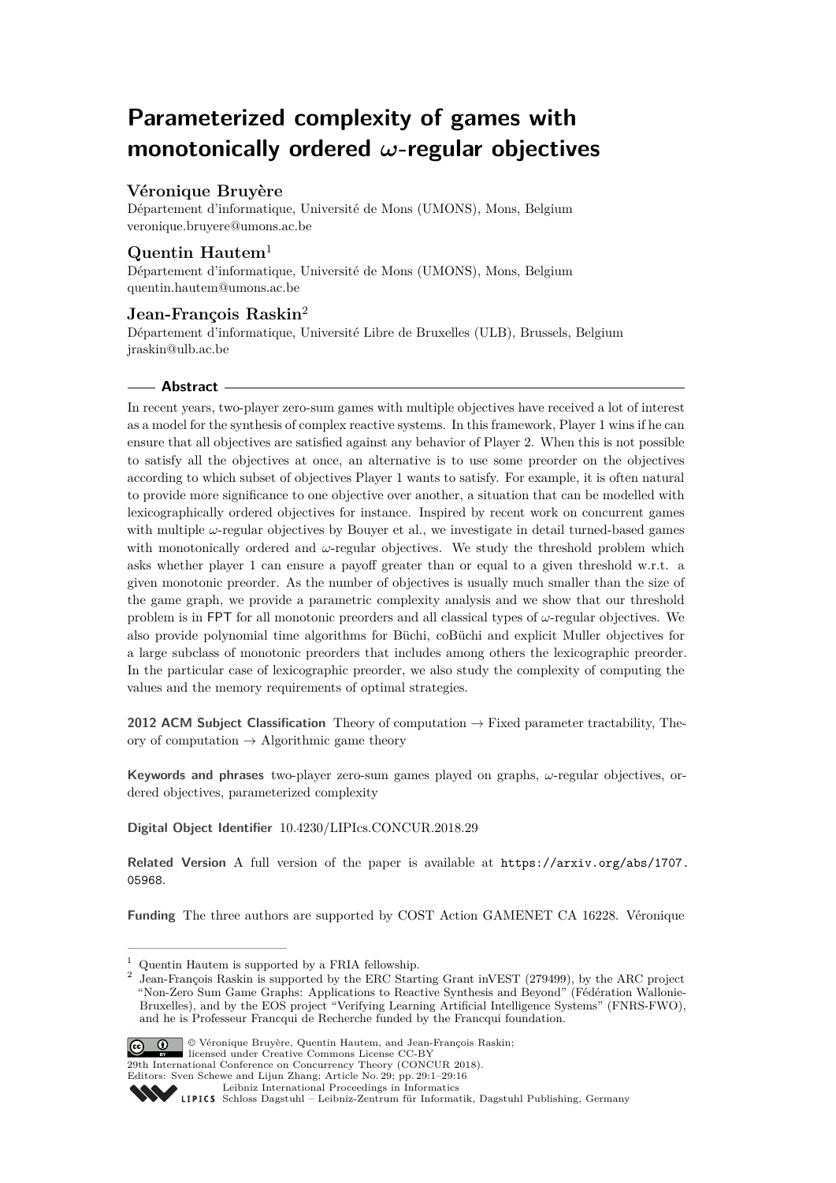# Parameterized complexity of games with monotonically ordered $\omega$-regular objectives

**Véronique Bruyère**

Département d'informatique, Université de Mons (UMONS), Mons, Belgium
veronique.bruyere@umons.ac.be

**Quentin Hautem**[1]

Département d'informatique, Université de Mons (UMONS), Mons, Belgium
quentin.hautem@umons.ac.be

**Jean-François Raskin**[2]

Département d'informatique, Université Libre de Bruxelles (ULB), Brussels, Belgium
jraskin@ulb.ac.be

## Abstract

In recent years, two-player zero-sum games with multiple objectives have received a lot of interest as a model for the synthesis of complex reactive systems. In this framework, Player 1 wins if he can ensure that all objectives are satisfied against any behavior of Player 2. When this is not possible to satisfy all the objectives at once, an alternative is to use some preorder on the objectives according to which subset of objectives Player 1 wants to satisfy. For example, it is often natural to provide more significance to one objective over another, a situation that can be modelled with lexicographically ordered objectives for instance. Inspired by recent work on concurrent games with multiple $\omega$-regular objectives by Bouyer et al., we investigate in detail turned-based games with monotonically ordered and $\omega$-regular objectives. We study the threshold problem which asks whether player 1 can ensure a payoff greater than or equal to a given threshold w.r.t. a given monotonic preorder. As the number of objectives is usually much smaller than the size of the game graph, we provide a parametric complexity analysis and we show that our threshold problem is in FPT for all monotonic preorders and all classical types of $\omega$-regular objectives. We also provide polynomial time algorithms for Büchi, coBüchi and explicit Muller objectives for a large subclass of monotonic preorders that includes among others the lexicographic preorder. In the particular case of lexicographic preorder, we also study the complexity of computing the values and the memory requirements of optimal strategies.

**2012 ACM Subject Classification** Theory of computation → Fixed parameter tractability, Theory of computation → Algorithmic game theory

**Keywords and phrases** two-player zero-sum games played on graphs, $\omega$-regular objectives, ordered objectives, parameterized complexity

**Digital Object Identifier** 10.4230/LIPIcs.CONCUR.2018.29

**Related Version** A full version of the paper is available at https://arxiv.org/abs/1707.05968.

**Funding** The three authors are supported by COST Action GAMENET CA 16228. Véronique

[1] Quentin Hautem is supported by a FRIA fellowship.

[2] Jean-François Raskin is supported by the ERC Starting Grant inVEST (279499), by the ARC project "Non-Zero Sum Game Graphs: Applications to Reactive Synthesis and Beyond" (Fédération Wallonie-Bruxelles), and by the EOS project "Verifying Learning Artificial Intelligence Systems" (FNRS-FWO), and he is Professeur Francqui de Recherche funded by the Francqui foundation.

© Véronique Bruyère, Quentin Hautem, and Jean-François Raskin; licensed under Creative Commons License CC-BY
29th International Conference on Concurrency Theory (CONCUR 2018).
Editors: Sven Schewe and Lijun Zhang; Article No. 29; pp. 29:1–29:16
Leibniz International Proceedings in Informatics
Schloss Dagstuhl – Leibniz-Zentrum für Informatik, Dagstuhl Publishing, Germany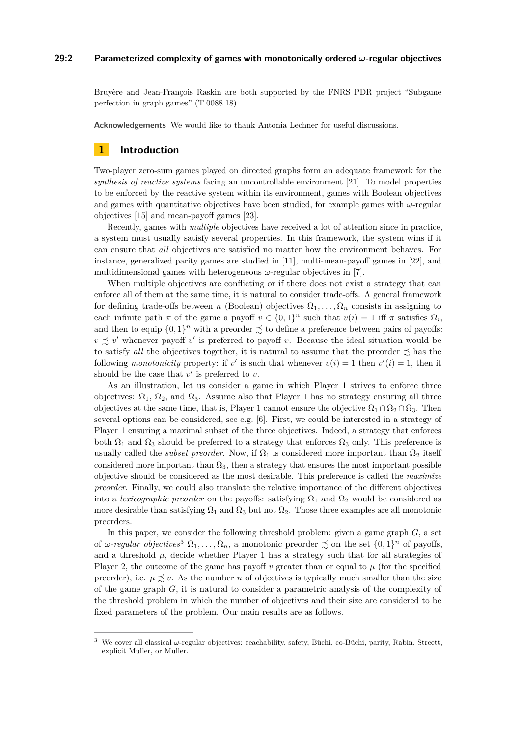Bruyère and Jean-François Raskin are both supported by the FNRS PDR project "Subgame perfection in graph games" (T.0088.18).

**Acknowledgements** We would like to thank Antonia Lechner for useful discussions.

## 1 Introduction

Two-player zero-sum games played on directed graphs form an adequate framework for the *synthesis of reactive systems* facing an uncontrollable environment [21]. To model properties to be enforced by the reactive system within its environment, games with Boolean objectives and games with quantitative objectives have been studied, for example games with $\omega$-regular objectives [15] and mean-payoff games [23].

Recently, games with *multiple* objectives have received a lot of attention since in practice, a system must usually satisfy several properties. In this framework, the system wins if it can ensure that *all* objectives are satisfied no matter how the environment behaves. For instance, generalized parity games are studied in [11], multi-mean-payoff games in [22], and multidimensional games with heterogeneous $\omega$-regular objectives in [7].

When multiple objectives are conflicting or if there does not exist a strategy that can enforce all of them at the same time, it is natural to consider trade-offs. A general framework for defining trade-offs between $n$ (Boolean) objectives $\Omega_1, \dots, \Omega_n$ consists in assigning to each infinite path $\pi$ of the game a payoff $v \in \{0,1\}^n$ such that $v(i) = 1$ iff $\pi$ satisfies $\Omega_i$, and then to equip $\{0,1\}^n$ with a preorder $\precsim$ to define a preference between pairs of payoffs: $v \precsim v'$ whenever payoff $v'$ is preferred to payoff $v$. Because the ideal situation would be to satisfy *all* the objectives together, it is natural to assume that the preorder $\precsim$ has the following *monotonicity* property: if $v'$ is such that whenever $v(i) = 1$ then $v'(i) = 1$, then it should be the case that $v'$ is preferred to $v$.

As an illustration, let us consider a game in which Player 1 strives to enforce three objectives: $\Omega_1$, $\Omega_2$, and $\Omega_3$. Assume also that Player 1 has no strategy ensuring all three objectives at the same time, that is, Player 1 cannot ensure the objective $\Omega_1 \cap \Omega_2 \cap \Omega_3$. Then several options can be considered, see e.g. [6]. First, we could be interested in a strategy of Player 1 ensuring a maximal subset of the three objectives. Indeed, a strategy that enforces both $\Omega_1$ and $\Omega_3$ should be preferred to a strategy that enforces $\Omega_3$ only. This preference is usually called the *subset preorder*. Now, if $\Omega_1$ is considered more important than $\Omega_2$ itself considered more important than $\Omega_3$, then a strategy that ensures the most important possible objective should be considered as the most desirable. This preference is called the *maximize preorder*. Finally, we could also translate the relative importance of the different objectives into a *lexicographic preorder* on the payoffs: satisfying $\Omega_1$ and $\Omega_2$ would be considered as more desirable than satisfying $\Omega_1$ and $\Omega_3$ but not $\Omega_2$. Those three examples are all monotonic preorders.

In this paper, we consider the following threshold problem: given a game graph $G$, a set of *$\omega$-regular objectives*[3] $\Omega_1, \dots, \Omega_n$, a monotonic preorder $\precsim$ on the set $\{0,1\}^n$ of payoffs, and a threshold $\mu$, decide whether Player 1 has a strategy such that for all strategies of Player 2, the outcome of the game has payoff $v$ greater than or equal to $\mu$ (for the specified preorder), i.e. $\mu \precsim v$. As the number $n$ of objectives is typically much smaller than the size of the game graph $G$, it is natural to consider a parametric analysis of the complexity of the threshold problem in which the number of objectives and their size are considered to be fixed parameters of the problem. Our main results are as follows.

[3] We cover all classical $\omega$-regular objectives: reachability, safety, Büchi, co-Büchi, parity, Rabin, Streett, explicit Muller, or Muller.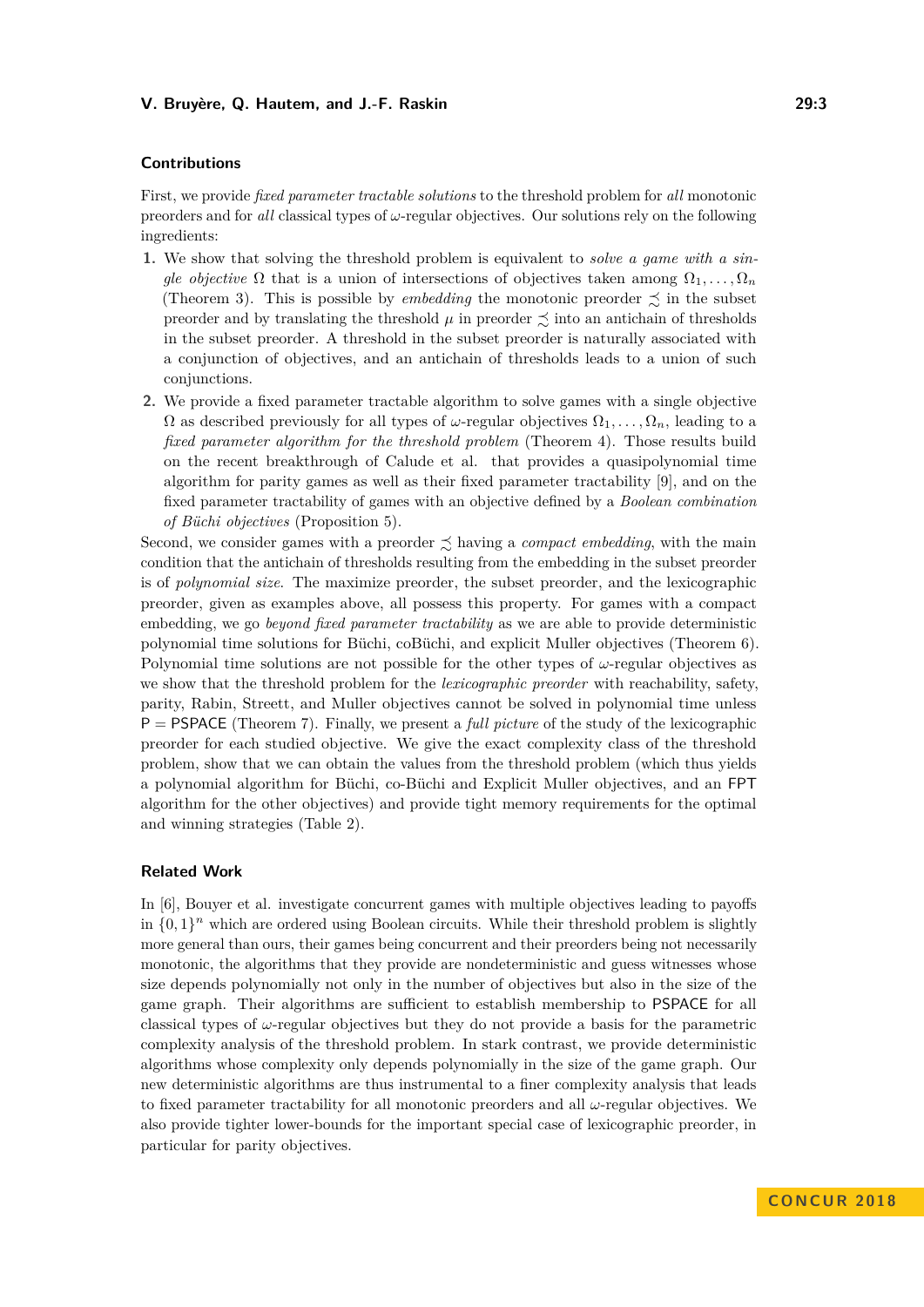### Contributions

First, we provide *fixed parameter tractable solutions* to the threshold problem for *all* monotonic preorders and for *all* classical types of $\omega$-regular objectives. Our solutions rely on the following ingredients:

1. We show that solving the threshold problem is equivalent to *solve a game with a single objective* $\Omega$ that is a union of intersections of objectives taken among $\Omega_1, \ldots, \Omega_n$ (Theorem 3). This is possible by *embedding* the monotonic preorder $\precsim$ in the subset preorder and by translating the threshold $\mu$ in preorder $\precsim$ into an antichain of thresholds in the subset preorder. A threshold in the subset preorder is naturally associated with a conjunction of objectives, and an antichain of thresholds leads to a union of such conjunctions.
2. We provide a fixed parameter tractable algorithm to solve games with a single objective $\Omega$ as described previously for all types of $\omega$-regular objectives $\Omega_1, \ldots, \Omega_n$, leading to a *fixed parameter algorithm for the threshold problem* (Theorem 4). Those results build on the recent breakthrough of Calude et al. that provides a quasipolynomial time algorithm for parity games as well as their fixed parameter tractability [9], and on the fixed parameter tractability of games with an objective defined by a *Boolean combination of Büchi objectives* (Proposition 5).

Second, we consider games with a preorder $\precsim$ having a *compact embedding*, with the main condition that the antichain of thresholds resulting from the embedding in the subset preorder is of *polynomial size*. The maximize preorder, the subset preorder, and the lexicographic preorder, given as examples above, all possess this property. For games with a compact embedding, we go *beyond fixed parameter tractability* as we are able to provide deterministic polynomial time solutions for Büchi, coBüchi, and explicit Muller objectives (Theorem 6). Polynomial time solutions are not possible for the other types of $\omega$-regular objectives as we show that the threshold problem for the *lexicographic preorder* with reachability, safety, parity, Rabin, Streett, and Muller objectives cannot be solved in polynomial time unless P = PSPACE (Theorem 7). Finally, we present a *full picture* of the study of the lexicographic preorder for each studied objective. We give the exact complexity class of the threshold problem, show that we can obtain the values from the threshold problem (which thus yields a polynomial algorithm for Büchi, co-Büchi and Explicit Muller objectives, and an FPT algorithm for the other objectives) and provide tight memory requirements for the optimal and winning strategies (Table 2).

### Related Work

In [6], Bouyer et al. investigate concurrent games with multiple objectives leading to payoffs in $\{0, 1\}^n$ which are ordered using Boolean circuits. While their threshold problem is slightly more general than ours, their games being concurrent and their preorders being not necessarily monotonic, the algorithms that they provide are nondeterministic and guess witnesses whose size depends polynomially not only in the number of objectives but also in the size of the game graph. Their algorithms are sufficient to establish membership to PSPACE for all classical types of $\omega$-regular objectives but they do not provide a basis for the parametric complexity analysis of the threshold problem. In stark contrast, we provide deterministic algorithms whose complexity only depends polynomially in the size of the game graph. Our new deterministic algorithms are thus instrumental to a finer complexity analysis that leads to fixed parameter tractability for all monotonic preorders and all $\omega$-regular objectives. We also provide tighter lower-bounds for the important special case of lexicographic preorder, in particular for parity objectives.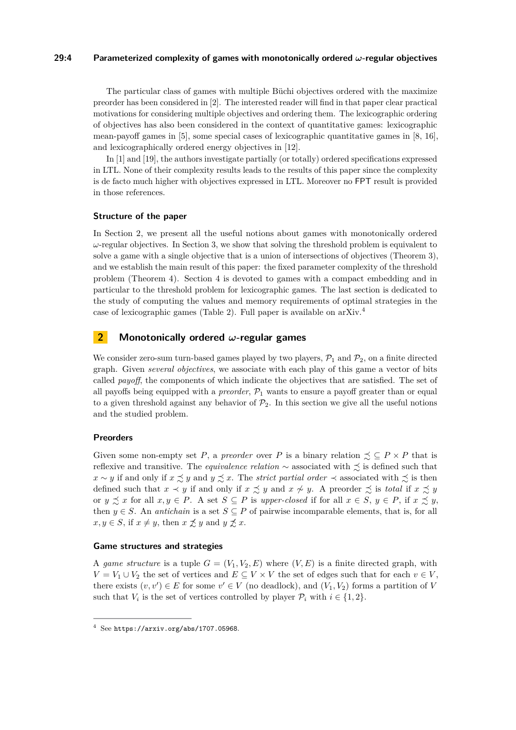The particular class of games with multiple Büchi objectives ordered with the maximize preorder has been considered in [2]. The interested reader will find in that paper clear practical motivations for considering multiple objectives and ordering them. The lexicographic ordering of objectives has also been considered in the context of quantitative games: lexicographic mean-payoff games in [5], some special cases of lexicographic quantitative games in [8, 16], and lexicographically ordered energy objectives in [12].

In [1] and [19], the authors investigate partially (or totally) ordered specifications expressed in LTL. None of their complexity results leads to the results of this paper since the complexity is de facto much higher with objectives expressed in LTL. Moreover no FPT result is provided in those references.

### Structure of the paper

In Section 2, we present all the useful notions about games with monotonically ordered $\omega$-regular objectives. In Section 3, we show that solving the threshold problem is equivalent to solve a game with a single objective that is a union of intersections of objectives (Theorem 3), and we establish the main result of this paper: the fixed parameter complexity of the threshold problem (Theorem 4). Section 4 is devoted to games with a compact embedding and in particular to the threshold problem for lexicographic games. The last section is dedicated to the study of computing the values and memory requirements of optimal strategies in the case of lexicographic games (Table 2). Full paper is available on arXiv.[4]

## 2 Monotonically ordered $\omega$-regular games

We consider zero-sum turn-based games played by two players, $\mathcal{P}_1$ and $\mathcal{P}_2$, on a finite directed graph. Given *several objectives*, we associate with each play of this game a vector of bits called *payoff*, the components of which indicate the objectives that are satisfied. The set of all payoffs being equipped with a *preorder*, $\mathcal{P}_1$ wants to ensure a payoff greater than or equal to a given threshold against any behavior of $\mathcal{P}_2$. In this section we give all the useful notions and the studied problem.

### Preorders

Given some non-empty set $P$, a *preorder* over $P$ is a binary relation $\precsim \subseteq P \times P$ that is reflexive and transitive. The *equivalence relation* $\sim$ associated with $\precsim$ is defined such that $x \sim y$ if and only if $x \precsim y$ and $y \precsim x$. The *strict partial order* $\prec$ associated with $\precsim$ is then defined such that $x \prec y$ if and only if $x \precsim y$ and $x \not\sim y$. A preorder $\precsim$ is *total* if $x \precsim y$ or $y \precsim x$ for all $x, y \in P$. A set $S \subseteq P$ is *upper-closed* if for all $x \in S$, $y \in P$, if $x \precsim y$, then $y \in S$. An *antichain* is a set $S \subseteq P$ of pairwise incomparable elements, that is, for all $x, y \in S$, if $x \neq y$, then $x \not\precsim y$ and $y \not\precsim x$.

### Game structures and strategies

A *game structure* is a tuple $G = (V_1, V_2, E)$ where $(V, E)$ is a finite directed graph, with $V = V_1 \cup V_2$ the set of vertices and $E \subseteq V \times V$ the set of edges such that for each $v \in V$, there exists $(v, v') \in E$ for some $v' \in V$ (no deadlock), and $(V_1, V_2)$ forms a partition of $V$ such that $V_i$ is the set of vertices controlled by player $\mathcal{P}_i$ with $i \in \{1, 2\}$.

[4] See https://arxiv.org/abs/1707.05968.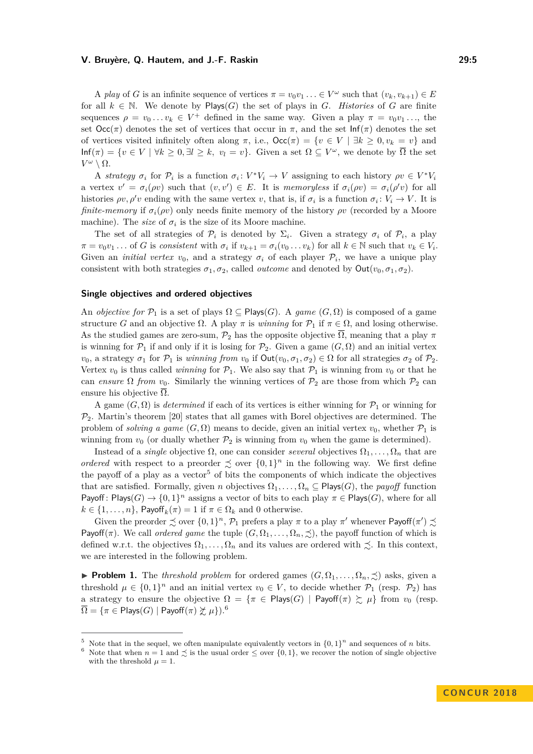A *play* of $G$ is an infinite sequence of vertices $\pi = v_0v_1 \ldots \in V^\omega$ such that $(v_k, v_{k+1}) \in E$ for all $k \in \mathbb{N}$. We denote by $\mathsf{Plays}(G)$ the set of plays in $G$. *Histories* of $G$ are finite sequences $\rho = v_0 \ldots v_k \in V^+$ defined in the same way. Given a play $\pi = v_0v_1 \ldots$, the set $\mathsf{Occ}(\pi)$ denotes the set of vertices that occur in $\pi$, and the set $\mathsf{Inf}(\pi)$ denotes the set of vertices visited infinitely often along $\pi$, i.e., $\mathsf{Occ}(\pi) = \{v \in V \mid \exists k \geq 0, v_k = v\}$ and $\mathsf{Inf}(\pi) = \{v \in V \mid \forall k \geq 0, \exists l \geq k, \ v_l = v\}$. Given a set $\Omega \subseteq V^\omega$, we denote by $\overline{\Omega}$ the set $V^\omega \setminus \Omega$.

A *strategy* $\sigma_i$ for $\mathcal{P}_i$ is a function $\sigma_i \colon V^*V_i \to V$ assigning to each history $\rho v \in V^*V_i$ a vertex $v' = \sigma_i(\rho v)$ such that $(v, v') \in E$. It is *memoryless* if $\sigma_i(\rho v) = \sigma_i(\rho' v)$ for all histories $\rho v, \rho' v$ ending with the same vertex $v$, that is, if $\sigma_i$ is a function $\sigma_i \colon V_i \to V$. It is *finite-memory* if $\sigma_i(\rho v)$ only needs finite memory of the history $\rho v$ (recorded by a Moore machine). The *size* of $\sigma_i$ is the size of its Moore machine.

The set of all strategies of $\mathcal{P}_i$ is denoted by $\Sigma_i$. Given a strategy $\sigma_i$ of $\mathcal{P}_i$, a play $\pi = v_0v_1 \ldots$ of $G$ is *consistent* with $\sigma_i$ if $v_{k+1} = \sigma_i(v_0 \ldots v_k)$ for all $k \in \mathbb{N}$ such that $v_k \in V_i$. Given an *initial vertex* $v_0$, and a strategy $\sigma_i$ of each player $\mathcal{P}_i$, we have a unique play consistent with both strategies $\sigma_1, \sigma_2$, called *outcome* and denoted by $\mathsf{Out}(v_0, \sigma_1, \sigma_2)$.

### Single objectives and ordered objectives

An *objective for* $\mathcal{P}_1$ is a set of plays $\Omega \subseteq \mathsf{Plays}(G)$. A *game* $(G, \Omega)$ is composed of a game structure $G$ and an objective $\Omega$. A play $\pi$ is *winning* for $\mathcal{P}_1$ if $\pi \in \Omega$, and losing otherwise. As the studied games are zero-sum, $\mathcal{P}_2$ has the opposite objective $\overline{\Omega}$, meaning that a play $\pi$ is winning for $\mathcal{P}_1$ if and only if it is losing for $\mathcal{P}_2$. Given a game $(G, \Omega)$ and an initial vertex $v_0$, a strategy $\sigma_1$ for $\mathcal{P}_1$ is *winning from* $v_0$ if $\mathsf{Out}(v_0, \sigma_1, \sigma_2) \in \Omega$ for all strategies $\sigma_2$ of $\mathcal{P}_2$. Vertex $v_0$ is thus called *winning* for $\mathcal{P}_1$. We also say that $\mathcal{P}_1$ is winning from $v_0$ or that he can *ensure* $\Omega$ *from* $v_0$. Similarly the winning vertices of $\mathcal{P}_2$ are those from which $\mathcal{P}_2$ can ensure his objective $\overline{\Omega}$.

A game $(G, \Omega)$ is *determined* if each of its vertices is either winning for $\mathcal{P}_1$ or winning for $\mathcal{P}_2$. Martin's theorem [20] states that all games with Borel objectives are determined. The problem of *solving a game* $(G, \Omega)$ means to decide, given an initial vertex $v_0$, whether $\mathcal{P}_1$ is winning from $v_0$ (or dually whether $\mathcal{P}_2$ is winning from $v_0$ when the game is determined).

Instead of a *single* objective $\Omega$, one can consider *several* objectives $\Omega_1, \ldots, \Omega_n$ that are *ordered* with respect to a preorder $\precsim$ over $\{0,1\}^n$ in the following way. We first define the payoff of a play as a vector[5] of bits the components of which indicate the objectives that are satisfied. Formally, given $n$ objectives $\Omega_1, \ldots, \Omega_n \subseteq \mathsf{Plays}(G)$, the *payoff* function $\mathsf{Payoff} \colon \mathsf{Plays}(G) \to \{0,1\}^n$ assigns a vector of bits to each play $\pi \in \mathsf{Plays}(G)$, where for all $k \in \{1, \ldots, n\}$, $\mathsf{Payoff}_k(\pi) = 1$ if $\pi \in \Omega_k$ and 0 otherwise.

Given the preorder $\precsim$ over $\{0,1\}^n$, $\mathcal{P}_1$ prefers a play $\pi$ to a play $\pi'$ whenever $\mathsf{Payoff}(\pi') \precsim \mathsf{Payoff}(\pi)$. We call *ordered game* the tuple $(G, \Omega_1, \ldots, \Omega_n, \precsim)$, the payoff function of which is defined w.r.t. the objectives $\Omega_1, \ldots, \Omega_n$ and its values are ordered with $\precsim$. In this context, we are interested in the following problem.

▶ **Problem 1.** The *threshold problem* for ordered games $(G, \Omega_1, \ldots, \Omega_n, \precsim)$ asks, given a threshold $\mu \in \{0,1\}^n$ and an initial vertex $v_0 \in V$, to decide whether $\mathcal{P}_1$ (resp. $\mathcal{P}_2$) has a strategy to ensure the objective $\Omega = \{\pi \in \mathsf{Plays}(G) \mid \mathsf{Payoff}(\pi) \succsim \mu\}$ from $v_0$ (resp. $\overline{\Omega} = \{\pi \in \mathsf{Plays}(G) \mid \mathsf{Payoff}(\pi) \not\succsim \mu\}$).[6]

---

[5] Note that in the sequel, we often manipulate equivalently vectors in $\{0,1\}^n$ and sequences of $n$ bits.

[6] Note that when $n = 1$ and $\precsim$ is the usual order $\leq$ over $\{0,1\}$, we recover the notion of single objective with the threshold $\mu = 1$.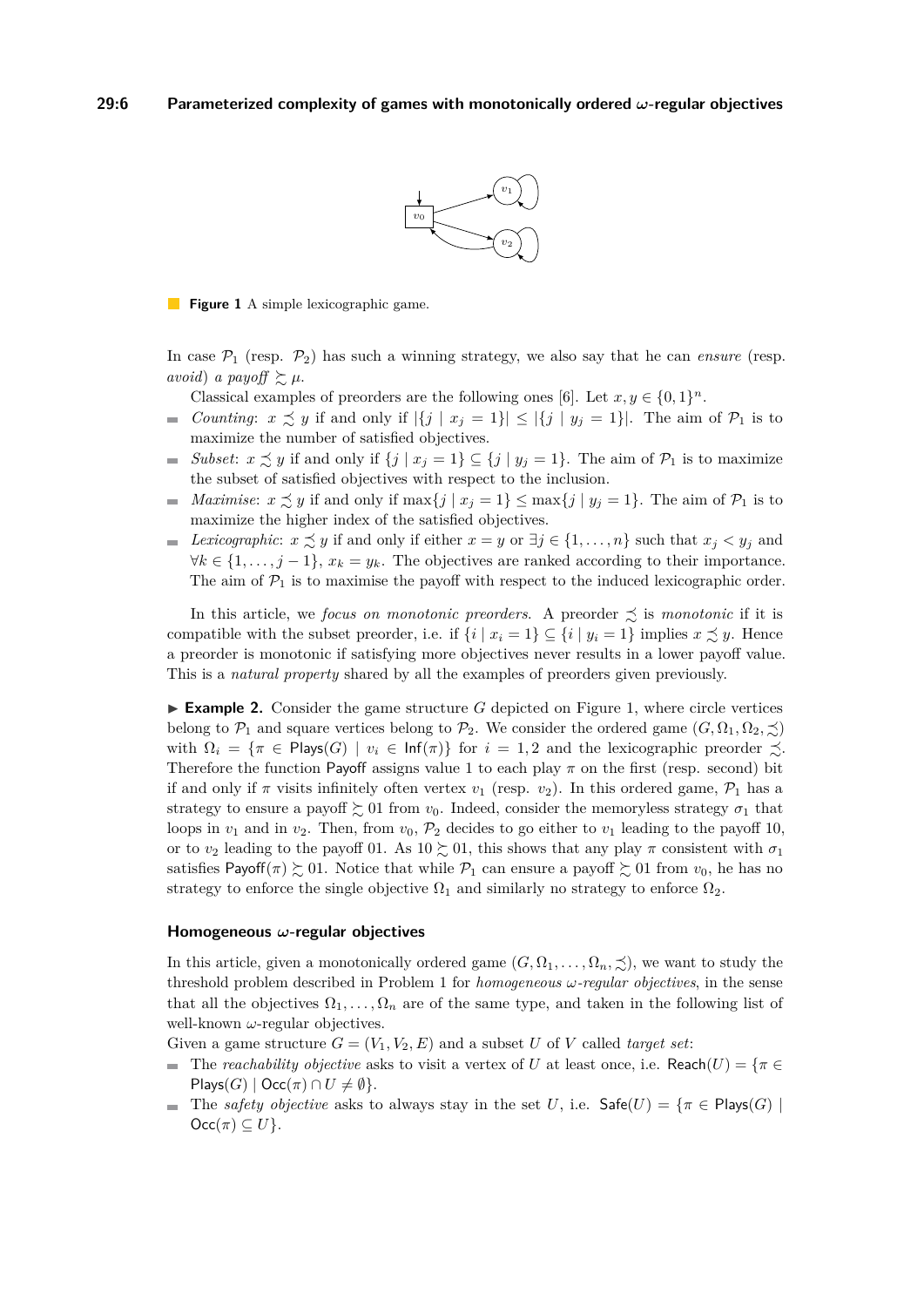**Figure 1** A simple lexicographic game.

In case $\mathcal{P}_1$ (resp. $\mathcal{P}_2$) has such a winning strategy, we also say that he can *ensure* (resp. *avoid*) *a payoff* $\succsim \mu$.

Classical examples of preorders are the following ones [6]. Let $x, y \in \{0,1\}^n$.

- *Counting*: $x \precsim y$ if and only if $|\{j \mid x_j = 1\}| \leq |\{j \mid y_j = 1\}|$. The aim of $\mathcal{P}_1$ is to maximize the number of satisfied objectives.
- *Subset*: $x \precsim y$ if and only if $\{j \mid x_j = 1\} \subseteq \{j \mid y_j = 1\}$. The aim of $\mathcal{P}_1$ is to maximize the subset of satisfied objectives with respect to the inclusion.
- *Maximise*: $x \precsim y$ if and only if $\max\{j \mid x_j = 1\} \leq \max\{j \mid y_j = 1\}$. The aim of $\mathcal{P}_1$ is to maximize the higher index of the satisfied objectives.
- *Lexicographic*: $x \precsim y$ if and only if either $x = y$ or $\exists j \in \{1, \ldots, n\}$ such that $x_j < y_j$ and $\forall k \in \{1, \ldots, j-1\}$, $x_k = y_k$. The objectives are ranked according to their importance. The aim of $\mathcal{P}_1$ is to maximise the payoff with respect to the induced lexicographic order.

In this article, we *focus on monotonic preorders*. A preorder $\precsim$ is *monotonic* if it is compatible with the subset preorder, i.e. if $\{i \mid x_i = 1\} \subseteq \{i \mid y_i = 1\}$ implies $x \precsim y$. Hence a preorder is monotonic if satisfying more objectives never results in a lower payoff value. This is a *natural property* shared by all the examples of preorders given previously.

▶ **Example 2.** Consider the game structure $G$ depicted on Figure 1, where circle vertices belong to $\mathcal{P}_1$ and square vertices belong to $\mathcal{P}_2$. We consider the ordered game $(G, \Omega_1, \Omega_2, \precsim)$ with $\Omega_i = \{\pi \in \mathsf{Plays}(G) \mid v_i \in \mathsf{Inf}(\pi)\}$ for $i = 1, 2$ and the lexicographic preorder $\precsim$. Therefore the function $\mathsf{Payoff}$ assigns value 1 to each play $\pi$ on the first (resp. second) bit if and only if $\pi$ visits infinitely often vertex $v_1$ (resp. $v_2$). In this ordered game, $\mathcal{P}_1$ has a strategy to ensure a payoff $\succsim 01$ from $v_0$. Indeed, consider the memoryless strategy $\sigma_1$ that loops in $v_1$ and in $v_2$. Then, from $v_0$, $\mathcal{P}_2$ decides to go either to $v_1$ leading to the payoff 10, or to $v_2$ leading to the payoff 01. As $10 \succsim 01$, this shows that any play $\pi$ consistent with $\sigma_1$ satisfies $\mathsf{Payoff}(\pi) \succsim 01$. Notice that while $\mathcal{P}_1$ can ensure a payoff $\succsim 01$ from $v_0$, he has no strategy to enforce the single objective $\Omega_1$ and similarly no strategy to enforce $\Omega_2$.

### Homogeneous $\omega$-regular objectives

In this article, given a monotonically ordered game $(G, \Omega_1, \ldots, \Omega_n, \precsim)$, we want to study the threshold problem described in Problem 1 for *homogeneous $\omega$-regular objectives*, in the sense that all the objectives $\Omega_1, \ldots, \Omega_n$ are of the same type, and taken in the following list of well-known $\omega$-regular objectives.

Given a game structure $G = (V_1, V_2, E)$ and a subset $U$ of $V$ called *target set*:

- The *reachability objective* asks to visit a vertex of $U$ at least once, i.e. $\mathsf{Reach}(U) = \{\pi \in \mathsf{Plays}(G) \mid \mathsf{Occ}(\pi) \cap U \neq \emptyset\}$.
- The *safety objective* asks to always stay in the set $U$, i.e. $\mathsf{Safe}(U) = \{\pi \in \mathsf{Plays}(G) \mid \mathsf{Occ}(\pi) \subseteq U\}$.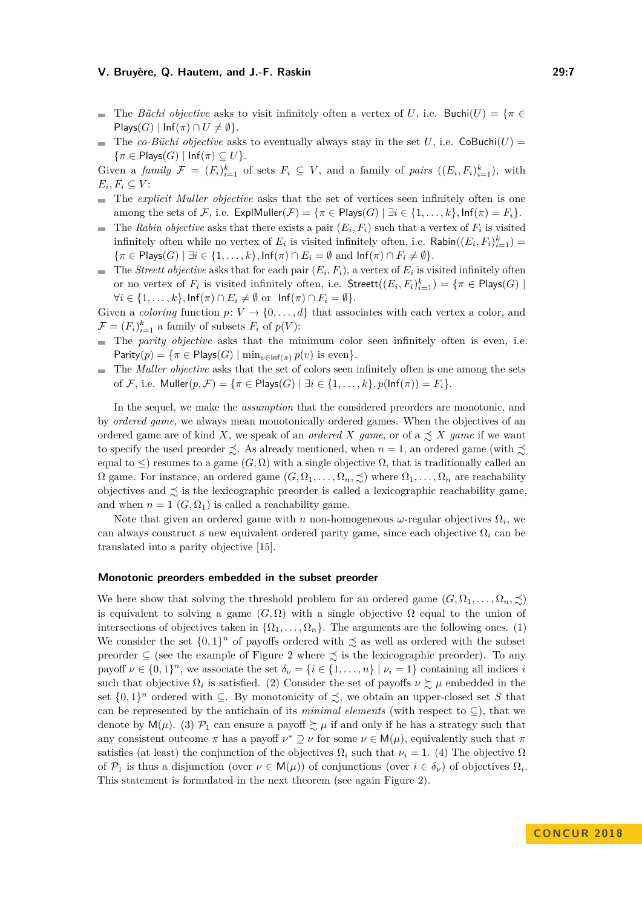- The *Büchi objective* asks to visit infinitely often a vertex of $U$, i.e. $\mathsf{Buchi}(U) = \{\pi \in \mathsf{Plays}(G) \mid \mathsf{Inf}(\pi) \cap U \neq \emptyset\}$.
- The *co-Büchi objective* asks to eventually always stay in the set $U$, i.e. $\mathsf{CoBuchi}(U) = \{\pi \in \mathsf{Plays}(G) \mid \mathsf{Inf}(\pi) \subseteq U\}$.

Given a *family* $\mathcal{F} = (F_i)_{i=1}^k$ of sets $F_i \subseteq V$, and a family of *pairs* $((E_i, F_i)_{i=1}^k)$, with $E_i, F_i \subseteq V$:

- The *explicit Muller objective* asks that the set of vertices seen infinitely often is one among the sets of $\mathcal{F}$, i.e. $\mathsf{ExplMuller}(\mathcal{F}) = \{\pi \in \mathsf{Plays}(G) \mid \exists i \in \{1,\dots,k\}, \mathsf{Inf}(\pi) = F_i\}$.
- The *Rabin objective* asks that there exists a pair $(E_i, F_i)$ such that a vertex of $F_i$ is visited infinitely often while no vertex of $E_i$ is visited infinitely often, i.e. $\mathsf{Rabin}((E_i, F_i)_{i=1}^k) = \{\pi \in \mathsf{Plays}(G) \mid \exists i \in \{1,\dots,k\}, \mathsf{Inf}(\pi) \cap E_i = \emptyset \text{ and } \mathsf{Inf}(\pi) \cap F_i \neq \emptyset\}$.
- The *Streett objective* asks that for each pair $(E_i, F_i)$, a vertex of $E_i$ is visited infinitely often or no vertex of $F_i$ is visited infinitely often, i.e. $\mathsf{Streett}((E_i, F_i)_{i=1}^k) = \{\pi \in \mathsf{Plays}(G) \mid \forall i \in \{1,\dots,k\}, \mathsf{Inf}(\pi) \cap E_i \neq \emptyset \text{ or } \mathsf{Inf}(\pi) \cap F_i = \emptyset\}$.

Given a *coloring* function $p \colon V \to \{0,\dots,d\}$ that associates with each vertex a color, and $\mathcal{F} = (F_i)_{i=1}^k$ a family of subsets $F_i$ of $p(V)$:

- The *parity objective* asks that the minimum color seen infinitely often is even, i.e. $\mathsf{Parity}(p) = \{\pi \in \mathsf{Plays}(G) \mid \min_{v \in \mathsf{Inf}(\pi)} p(v) \text{ is even}\}$.
- The *Muller objective* asks that the set of colors seen infinitely often is one among the sets of $\mathcal{F}$, i.e. $\mathsf{Muller}(p, \mathcal{F}) = \{\pi \in \mathsf{Plays}(G) \mid \exists i \in \{1,\dots,k\}, p(\mathsf{Inf}(\pi)) = F_i\}$.

In the sequel, we make the *assumption* that the considered preorders are monotonic, and by *ordered game*, we always mean monotonically ordered games. When the objectives of an ordered game are of kind $X$, we speak of an *ordered $X$ game*, or of a *$\precsim$ $X$ game* if we want to specify the used preorder $\precsim$. As already mentioned, when $n = 1$, an ordered game (with $\precsim$ equal to $\leq$) resumes to a game $(G, \Omega)$ with a single objective $\Omega$, that is traditionally called an $\Omega$ game. For instance, an ordered game $(G, \Omega_1, \dots, \Omega_n, \precsim)$ where $\Omega_1, \dots, \Omega_n$ are reachability objectives and $\precsim$ is the lexicographic preorder is called a lexicographic reachability game, and when $n = 1$ $(G, \Omega_1)$ is called a reachability game.

Note that given an ordered game with $n$ non-homogeneous $\omega$-regular objectives $\Omega_i$, we can always construct a new equivalent ordered parity game, since each objective $\Omega_i$ can be translated into a parity objective [15].

#### Monotonic preorders embedded in the subset preorder

We here show that solving the threshold problem for an ordered game $(G, \Omega_1, \dots, \Omega_n, \precsim)$ is equivalent to solving a game $(G, \Omega)$ with a single objective $\Omega$ equal to the union of intersections of objectives taken in $\{\Omega_1, \dots, \Omega_n\}$. The arguments are the following ones. (1) We consider the set $\{0,1\}^n$ of payoffs ordered with $\precsim$ as well as ordered with the subset preorder $\subseteq$ (see the example of Figure 2 where $\precsim$ is the lexicographic preorder). To any payoff $\nu \in \{0,1\}^n$, we associate the set $\delta_\nu = \{i \in \{1,\dots,n\} \mid \nu_i = 1\}$ containing all indices $i$ such that objective $\Omega_i$ is satisfied. (2) Consider the set of payoffs $\nu \succsim \mu$ embedded in the set $\{0,1\}^n$ ordered with $\subseteq$. By monotonicity of $\precsim$, we obtain an upper-closed set $S$ that can be represented by the antichain of its *minimal elements* (with respect to $\subseteq$), that we denote by $\mathsf{M}(\mu)$. (3) $\mathcal{P}_1$ can ensure a payoff $\succsim \mu$ if and only if he has a strategy such that any consistent outcome $\pi$ has a payoff $\nu^* \supseteq \nu$ for some $\nu \in \mathsf{M}(\mu)$, equivalently such that $\pi$ satisfies (at least) the conjunction of the objectives $\Omega_i$ such that $\nu_i = 1$. (4) The objective $\Omega$ of $\mathcal{P}_1$ is thus a disjunction (over $\nu \in \mathsf{M}(\mu)$) of conjunctions (over $i \in \delta_\nu$) of objectives $\Omega_i$. This statement is formulated in the next theorem (see again Figure 2).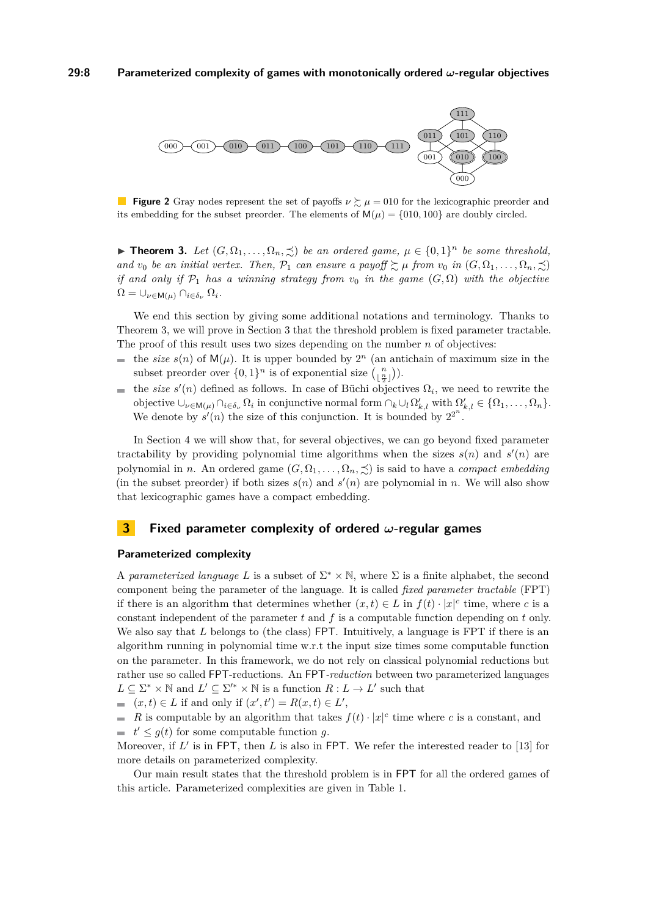**Figure 2** Gray nodes represent the set of payoffs $\nu \succsim \mu = 010$ for the lexicographic preorder and its embedding for the subset preorder. The elements of $\mathsf{M}(\mu) = \{010, 100\}$ are doubly circled.

▶ **Theorem 3.** *Let $(G, \Omega_1, \ldots, \Omega_n, \precsim)$ be an ordered game, $\mu \in \{0,1\}^n$ be some threshold, and $v_0$ be an initial vertex. Then, $\mathcal{P}_1$ can ensure a payoff $\succsim \mu$ from $v_0$ in $(G, \Omega_1, \ldots, \Omega_n, \precsim)$ if and only if $\mathcal{P}_1$ has a winning strategy from $v_0$ in the game $(G, \Omega)$ with the objective $\Omega = \cup_{\nu \in \mathsf{M}(\mu)} \cap_{i \in \delta_\nu} \Omega_i$.*

We end this section by giving some additional notations and terminology. Thanks to Theorem 3, we will prove in Section 3 that the threshold problem is fixed parameter tractable. The proof of this result uses two sizes depending on the number $n$ of objectives:

- the *size* $s(n)$ of $\mathsf{M}(\mu)$. It is upper bounded by $2^n$ (an antichain of maximum size in the subset preorder over $\{0,1\}^n$ is of exponential size $\binom{n}{\lfloor \frac{n}{2} \rfloor}$).
- the *size* $s'(n)$ defined as follows. In case of Büchi objectives $\Omega_i$, we need to rewrite the objective $\cup_{\nu \in \mathsf{M}(\mu)} \cap_{i \in \delta_\nu} \Omega_i$ in conjunctive normal form $\cap_k \cup_l \Omega'_{k,l}$ with $\Omega'_{k,l} \in \{\Omega_1, \ldots, \Omega_n\}$. We denote by $s'(n)$ the size of this conjunction. It is bounded by $2^{2^n}$.

In Section 4 we will show that, for several objectives, we can go beyond fixed parameter tractability by providing polynomial time algorithms when the sizes $s(n)$ and $s'(n)$ are polynomial in $n$. An ordered game $(G, \Omega_1, \ldots, \Omega_n, \precsim)$ is said to have a *compact embedding* (in the subset preorder) if both sizes $s(n)$ and $s'(n)$ are polynomial in $n$. We will also show that lexicographic games have a compact embedding.

## 3 Fixed parameter complexity of ordered $\omega$-regular games

### Parameterized complexity

A *parameterized language* $L$ is a subset of $\Sigma^* \times \mathbb{N}$, where $\Sigma$ is a finite alphabet, the second component being the parameter of the language. It is called *fixed parameter tractable* (FPT) if there is an algorithm that determines whether $(x, t) \in L$ in $f(t) \cdot |x|^c$ time, where $c$ is a constant independent of the parameter $t$ and $f$ is a computable function depending on $t$ only. We also say that $L$ belongs to (the class) FPT. Intuitively, a language is FPT if there is an algorithm running in polynomial time w.r.t the input size times some computable function on the parameter. In this framework, we do not rely on classical polynomial reductions but rather use so called FPT-reductions. An FPT-*reduction* between two parameterized languages $L \subseteq \Sigma^* \times \mathbb{N}$ and $L' \subseteq \Sigma'^* \times \mathbb{N}$ is a function $R : L \to L'$ such that

- $(x, t) \in L$ if and only if $(x', t') = R(x, t) \in L'$,
- $R$ is computable by an algorithm that takes $f(t) \cdot |x|^c$ time where $c$ is a constant, and
- $t' \leq g(t)$ for some computable function $g$.

Moreover, if $L'$ is in FPT, then $L$ is also in FPT. We refer the interested reader to [13] for more details on parameterized complexity.

Our main result states that the threshold problem is in FPT for all the ordered games of this article. Parameterized complexities are given in Table 1.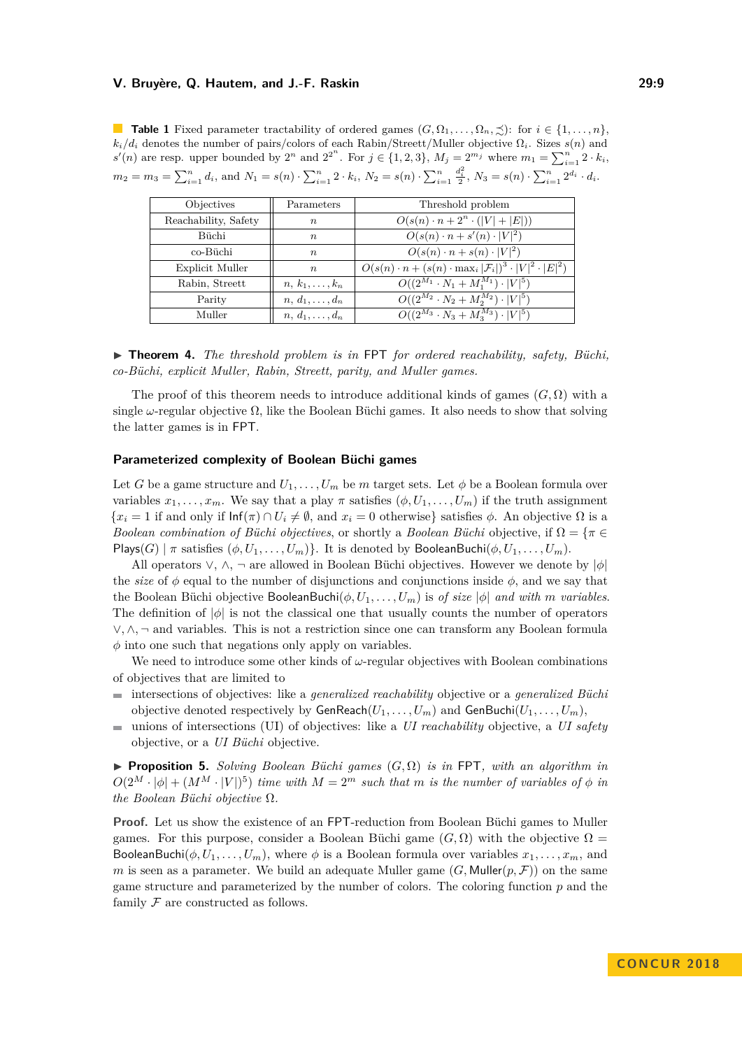**Table 1** Fixed parameter tractability of ordered games $(G, \Omega_1, \dots, \Omega_n, \precsim)$: for $i \in \{1, \dots, n\}$, $k_i/d_i$ denotes the number of pairs/colors of each Rabin/Streett/Muller objective $\Omega_i$. Sizes $s(n)$ and $s'(n)$ are resp. upper bounded by $2^n$ and $2^{2^n}$. For $j \in \{1,2,3\}$, $M_j = 2^{m_j}$ where $m_1 = \sum_{i=1}^n 2 \cdot k_i$, $m_2 = m_3 = \sum_{i=1}^n d_i$, and $N_1 = s(n) \cdot \sum_{i=1}^n 2 \cdot k_i$, $N_2 = s(n) \cdot \sum_{i=1}^n \frac{d_i^2}{2}$, $N_3 = s(n) \cdot \sum_{i=1}^n 2^{d_i} \cdot d_i$.

| Objectives | Parameters | Threshold problem |
|---|---|---|
| Reachability, Safety | $n$ | $O(s(n) \cdot n + 2^n \cdot (\lvert V\rvert + \lvert E\rvert))$ |
| Büchi | $n$ | $O(s(n) \cdot n + s'(n) \cdot \lvert V\rvert^2)$ |
| co-Büchi | $n$ | $O(s(n) \cdot n + s(n) \cdot \lvert V\rvert^2)$ |
| Explicit Muller | $n$ | $O(s(n) \cdot n + (s(n) \cdot \max_i \lvert \mathcal{F}_i\rvert)^3 \cdot \lvert V\rvert^2 \cdot \lvert E\rvert^2)$ |
| Rabin, Streett | $n, k_1, \dots, k_n$ | $O((2^{M_1} \cdot N_1 + M_1^{M_1}) \cdot \lvert V\rvert^5)$ |
| Parity | $n, d_1, \dots, d_n$ | $O((2^{M_2} \cdot N_2 + M_2^{M_2}) \cdot \lvert V\rvert^5)$ |
| Muller | $n, d_1, \dots, d_n$ | $O((2^{M_3} \cdot N_3 + M_3^{M_3}) \cdot \lvert V\rvert^5)$ |

▶ **Theorem 4.** *The threshold problem is in* FPT *for ordered reachability, safety, Büchi, co-Büchi, explicit Muller, Rabin, Streett, parity, and Muller games.*

The proof of this theorem needs to introduce additional kinds of games $(G, \Omega)$ with a single $\omega$-regular objective $\Omega$, like the Boolean Büchi games. It also needs to show that solving the latter games is in FPT.

### Parameterized complexity of Boolean Büchi games

Let $G$ be a game structure and $U_1, \dots, U_m$ be $m$ target sets. Let $\phi$ be a Boolean formula over variables $x_1, \dots, x_m$. We say that a play $\pi$ satisfies $(\phi, U_1, \dots, U_m)$ if the truth assignment $\{x_i = 1$ if and only if $\mathsf{Inf}(\pi) \cap U_i \neq \emptyset$, and $x_i = 0$ otherwise$\}$ satisfies $\phi$. An objective $\Omega$ is a *Boolean combination of Büchi objectives*, or shortly a *Boolean Büchi* objective, if $\Omega = \{\pi \in \mathsf{Plays}(G) \mid \pi$ satisfies $(\phi, U_1, \dots, U_m)\}$. It is denoted by $\mathsf{BooleanBuchi}(\phi, U_1, \dots, U_m)$.

All operators $\vee$, $\wedge$, $\neg$ are allowed in Boolean Büchi objectives. However we denote by $|\phi|$ the *size* of $\phi$ equal to the number of disjunctions and conjunctions inside $\phi$, and we say that the Boolean Büchi objective $\mathsf{BooleanBuchi}(\phi, U_1, \dots, U_m)$ is *of size* $|\phi|$ *and with* $m$ *variables*. The definition of $|\phi|$ is not the classical one that usually counts the number of operators $\vee, \wedge, \neg$ and variables. This is not a restriction since one can transform any Boolean formula $\phi$ into one such that negations only apply on variables.

We need to introduce some other kinds of $\omega$-regular objectives with Boolean combinations of objectives that are limited to

- intersections of objectives: like a *generalized reachability* objective or a *generalized Büchi* objective denoted respectively by $\mathsf{GenReach}(U_1, \dots, U_m)$ and $\mathsf{GenBuchi}(U_1, \dots, U_m)$,
- unions of intersections (UI) of objectives: like a *UI reachability* objective, a *UI safety* objective, or a *UI Büchi* objective.

▶ **Proposition 5.** *Solving Boolean Büchi games $(G, \Omega)$ is in* FPT*, with an algorithm in $O(2^M \cdot |\phi| + (M^M \cdot |V|)^5)$ time with $M = 2^m$ such that $m$ is the number of variables of $\phi$ in the Boolean Büchi objective $\Omega$.*

**Proof.** Let us show the existence of an FPT-reduction from Boolean Büchi games to Muller games. For this purpose, consider a Boolean Büchi game $(G, \Omega)$ with the objective $\Omega = \mathsf{BooleanBuchi}(\phi, U_1, \dots, U_m)$, where $\phi$ is a Boolean formula over variables $x_1, \dots, x_m$, and $m$ is seen as a parameter. We build an adequate Muller game $(G, \mathsf{Muller}(p, \mathcal{F}))$ on the same game structure and parameterized by the number of colors. The coloring function $p$ and the family $\mathcal{F}$ are constructed as follows.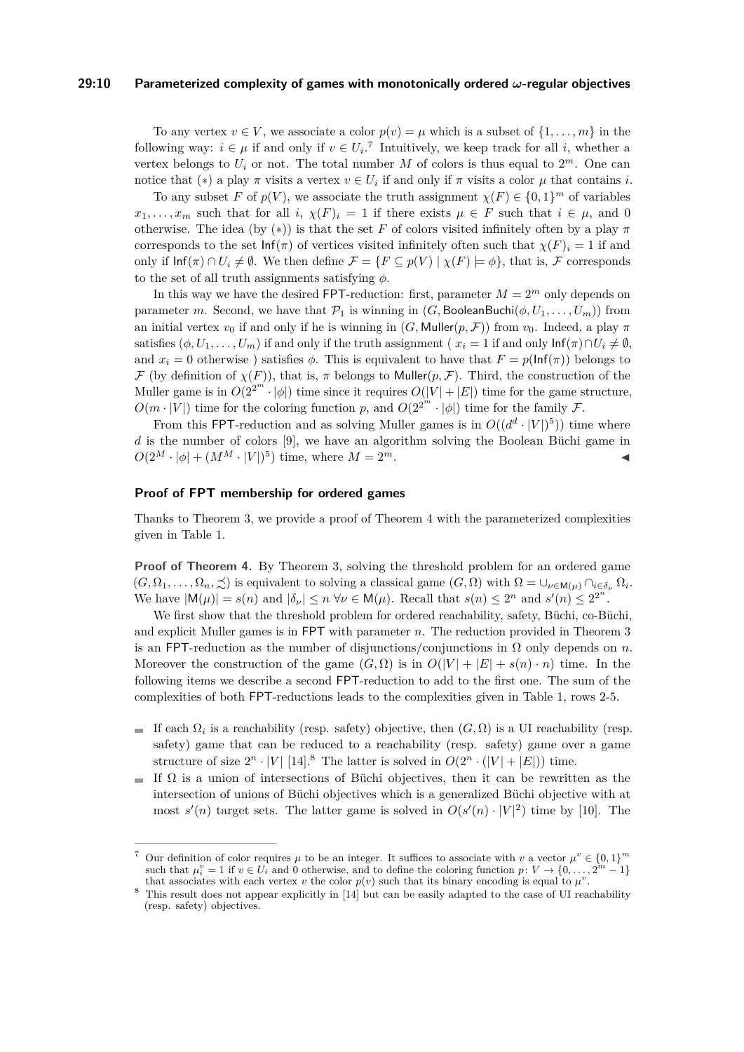To any vertex $v \in V$, we associate a color $p(v) = \mu$ which is a subset of $\{1, \ldots, m\}$ in the following way: $i \in \mu$ if and only if $v \in U_i$.[7] Intuitively, we keep track for all $i$, whether a vertex belongs to $U_i$ or not. The total number $M$ of colors is thus equal to $2^m$. One can notice that $(*)$ a play $\pi$ visits a vertex $v \in U_i$ if and only if $\pi$ visits a color $\mu$ that contains $i$.

To any subset $F$ of $p(V)$, we associate the truth assignment $\chi(F) \in \{0,1\}^m$ of variables $x_1, \ldots, x_m$ such that for all $i$, $\chi(F)_i = 1$ if there exists $\mu \in F$ such that $i \in \mu$, and 0 otherwise. The idea (by $(*)$) is that the set $F$ of colors visited infinitely often by a play $\pi$ corresponds to the set $\mathsf{Inf}(\pi)$ of vertices visited infinitely often such that $\chi(F)_i = 1$ if and only if $\mathsf{Inf}(\pi) \cap U_i \neq \emptyset$. We then define $\mathcal{F} = \{F \subseteq p(V) \mid \chi(F) \models \phi\}$, that is, $\mathcal{F}$ corresponds to the set of all truth assignments satisfying $\phi$.

In this way we have the desired FPT-reduction: first, parameter $M = 2^m$ only depends on parameter $m$. Second, we have that $\mathcal{P}_1$ is winning in $(G, \mathsf{BooleanBuchi}(\phi, U_1, \ldots, U_m))$ from an initial vertex $v_0$ if and only if he is winning in $(G, \mathsf{Muller}(p, \mathcal{F}))$ from $v_0$. Indeed, a play $\pi$ satisfies $(\phi, U_1, \ldots, U_m)$ if and only if the truth assignment ( $x_i = 1$ if and only $\mathsf{Inf}(\pi) \cap U_i \neq \emptyset$, and $x_i = 0$ otherwise ) satisfies $\phi$. This is equivalent to have that $F = p(\mathsf{Inf}(\pi))$ belongs to $\mathcal{F}$ (by definition of $\chi(F)$), that is, $\pi$ belongs to $\mathsf{Muller}(p, \mathcal{F})$. Third, the construction of the Muller game is in $O(2^{2^m} \cdot |\phi|)$ time since it requires $O(|V| + |E|)$ time for the game structure, $O(m \cdot |V|)$ time for the coloring function $p$, and $O(2^{2^m} \cdot |\phi|)$ time for the family $\mathcal{F}$.

From this FPT-reduction and as solving Muller games is in $O((d^d \cdot |V|)^5))$ time where $d$ is the number of colors [9], we have an algorithm solving the Boolean Büchi game in $O(2^M \cdot |\phi| + (M^M \cdot |V|)^5)$ time, where $M = 2^m$. ◀

### Proof of FPT membership for ordered games

Thanks to Theorem 3, we provide a proof of Theorem 4 with the parameterized complexities given in Table 1.

**Proof of Theorem 4.** By Theorem 3, solving the threshold problem for an ordered game $(G, \Omega_1, \ldots, \Omega_n, \precsim)$ is equivalent to solving a classical game $(G, \Omega)$ with $\Omega = \cup_{\nu \in \mathsf{M}(\mu)} \cap_{i \in \delta_\nu} \Omega_i$. We have $|\mathsf{M}(\mu)| = s(n)$ and $|\delta_\nu| \leq n \ \forall \nu \in \mathsf{M}(\mu)$. Recall that $s(n) \leq 2^n$ and $s'(n) \leq 2^{2^n}$.

We first show that the threshold problem for ordered reachability, safety, Büchi, co-Büchi, and explicit Muller games is in FPT with parameter $n$. The reduction provided in Theorem 3 is an FPT-reduction as the number of disjunctions/conjunctions in $\Omega$ only depends on $n$. Moreover the construction of the game $(G, \Omega)$ is in $O(|V| + |E| + s(n) \cdot n)$ time. In the following items we describe a second FPT-reduction to add to the first one. The sum of the complexities of both FPT-reductions leads to the complexities given in Table 1, rows 2-5.

- If each $\Omega_i$ is a reachability (resp. safety) objective, then $(G, \Omega)$ is a UI reachability (resp. safety) game that can be reduced to a reachability (resp. safety) game over a game structure of size $2^n \cdot |V|$ [14].[8] The latter is solved in $O(2^n \cdot (|V| + |E|))$ time.
- If $\Omega$ is a union of intersections of Büchi objectives, then it can be rewritten as the intersection of unions of Büchi objectives which is a generalized Büchi objective with at most $s'(n)$ target sets. The latter game is solved in $O(s'(n) \cdot |V|^2)$ time by [10]. The

---

[7] Our definition of color requires $\mu$ to be an integer. It suffices to associate with $v$ a vector $\mu^v \in \{0,1\}^m$ such that $\mu^v_i = 1$ if $v \in U_i$ and 0 otherwise, and to define the coloring function $p \colon V \to \{0, \ldots, 2^m - 1\}$ that associates with each vertex $v$ the color $p(v)$ such that its binary encoding is equal to $\mu^v$.

[8] This result does not appear explicitly in [14] but can be easily adapted to the case of UI reachability (resp. safety) objectives.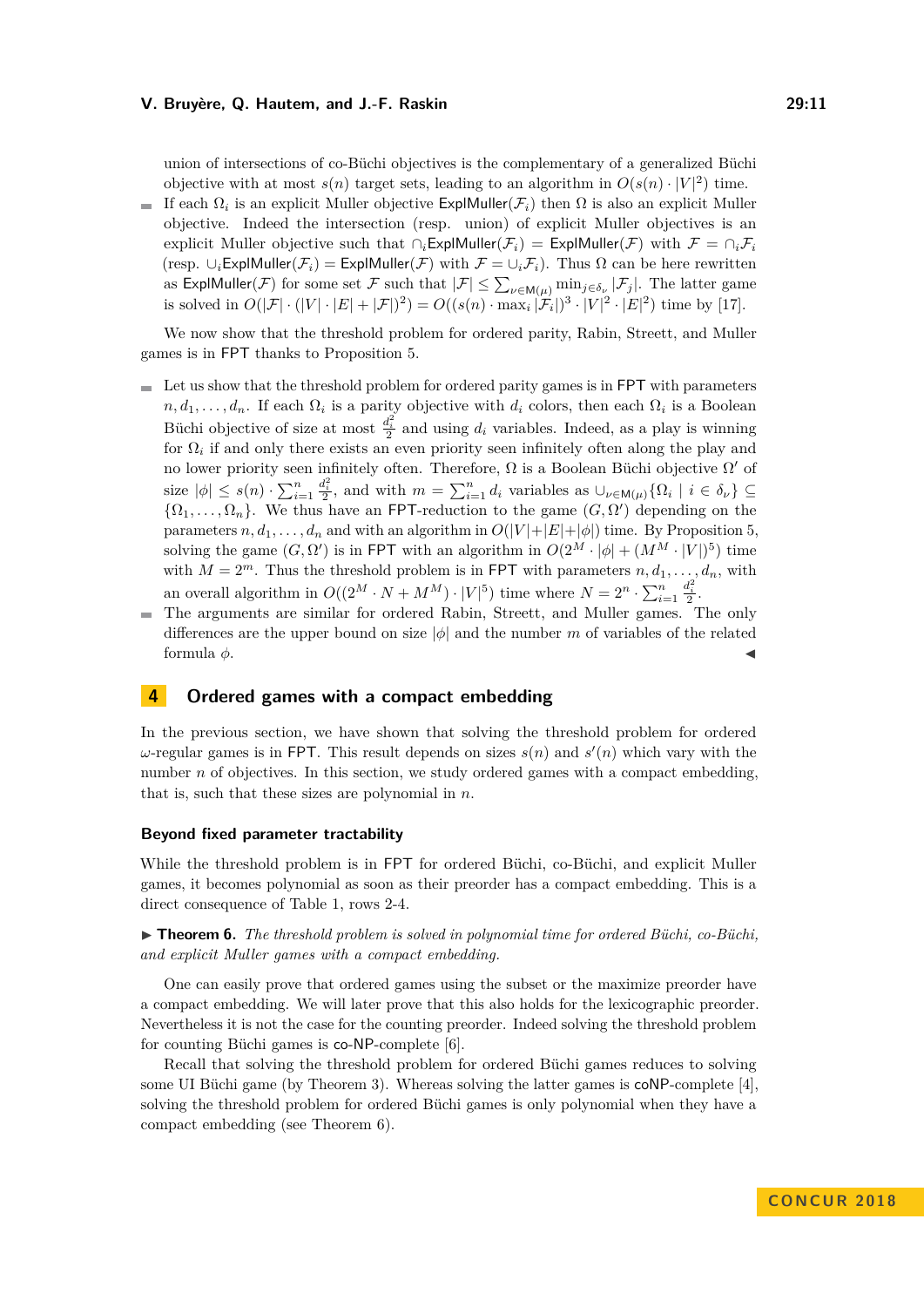union of intersections of co-Büchi objectives is the complementary of a generalized Büchi objective with at most $s(n)$ target sets, leading to an algorithm in $O(s(n) \cdot |V|^2)$ time.

- If each $\Omega_i$ is an explicit Muller objective $\mathsf{ExplMuller}(\mathcal{F}_i)$ then $\Omega$ is also an explicit Muller objective. Indeed the intersection (resp. union) of explicit Muller objectives is an explicit Muller objective such that $\cap_i \mathsf{ExplMuller}(\mathcal{F}_i) = \mathsf{ExplMuller}(\mathcal{F})$ with $\mathcal{F} = \cap_i \mathcal{F}_i$ (resp. $\cup_i \mathsf{ExplMuller}(\mathcal{F}_i) = \mathsf{ExplMuller}(\mathcal{F})$ with $\mathcal{F} = \cup_i \mathcal{F}_i$). Thus $\Omega$ can be here rewritten as $\mathsf{ExplMuller}(\mathcal{F})$ for some set $\mathcal{F}$ such that $|\mathcal{F}| \leq \sum_{\nu \in \mathsf{M}(\mu)} \min_{j \in \delta_\nu} |\mathcal{F}_j|$. The latter game is solved in $O(|\mathcal{F}| \cdot (|V| \cdot |E| + |\mathcal{F}|)^2) = O((s(n) \cdot \max_i |\mathcal{F}_i|)^3 \cdot |V|^2 \cdot |E|^2)$ time by [17].

We now show that the threshold problem for ordered parity, Rabin, Streett, and Muller games is in FPT thanks to Proposition 5.

- Let us show that the threshold problem for ordered parity games is in FPT with parameters $n, d_1, \ldots, d_n$. If each $\Omega_i$ is a parity objective with $d_i$ colors, then each $\Omega_i$ is a Boolean Büchi objective of size at most $\frac{d_i^2}{2}$ and using $d_i$ variables. Indeed, as a play is winning for $\Omega_i$ if and only there exists an even priority seen infinitely often along the play and no lower priority seen infinitely often. Therefore, $\Omega$ is a Boolean Büchi objective $\Omega'$ of size $|\phi| \leq s(n) \cdot \sum_{i=1}^n \frac{d_i^2}{2}$, and with $m = \sum_{i=1}^n d_i$ variables as $\cup_{\nu \in \mathsf{M}(\mu)} \{\Omega_i \mid i \in \delta_\nu\} \subseteq \{\Omega_1, \ldots, \Omega_n\}$. We thus have an FPT-reduction to the game $(G, \Omega')$ depending on the parameters $n, d_1, \ldots, d_n$ and with an algorithm in $O(|V| + |E| + |\phi|)$ time. By Proposition 5, solving the game $(G, \Omega')$ is in FPT with an algorithm in $O(2^M \cdot |\phi| + (M^M \cdot |V|)^5)$ time with $M = 2^m$. Thus the threshold problem is in FPT with parameters $n, d_1, \ldots, d_n$, with an overall algorithm in $O((2^M \cdot N + M^M) \cdot |V|^5)$ time where $N = 2^n \cdot \sum_{i=1}^n \frac{d_i^2}{2}$.
- The arguments are similar for ordered Rabin, Streett, and Muller games. The only differences are the upper bound on size $|\phi|$ and the number $m$ of variables of the related formula $\phi$. ◀

## 4 Ordered games with a compact embedding

In the previous section, we have shown that solving the threshold problem for ordered $\omega$-regular games is in FPT. This result depends on sizes $s(n)$ and $s'(n)$ which vary with the number $n$ of objectives. In this section, we study ordered games with a compact embedding, that is, such that these sizes are polynomial in $n$.

### Beyond fixed parameter tractability

While the threshold problem is in FPT for ordered Büchi, co-Büchi, and explicit Muller games, it becomes polynomial as soon as their preorder has a compact embedding. This is a direct consequence of Table 1, rows 2-4.

▶ **Theorem 6.** *The threshold problem is solved in polynomial time for ordered Büchi, co-Büchi, and explicit Muller games with a compact embedding.*

One can easily prove that ordered games using the subset or the maximize preorder have a compact embedding. We will later prove that this also holds for the lexicographic preorder. Nevertheless it is not the case for the counting preorder. Indeed solving the threshold problem for counting Büchi games is co-NP-complete [6].

Recall that solving the threshold problem for ordered Büchi games reduces to solving some UI Büchi game (by Theorem 3). Whereas solving the latter games is coNP-complete [4], solving the threshold problem for ordered Büchi games is only polynomial when they have a compact embedding (see Theorem 6).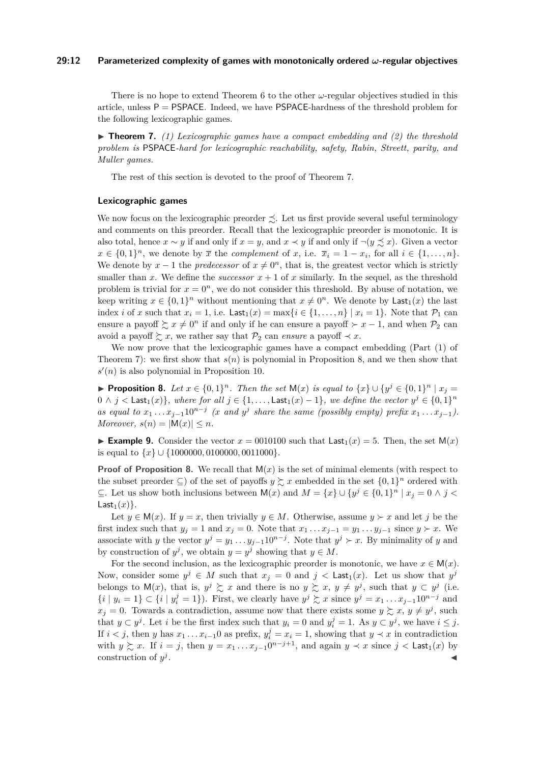There is no hope to extend Theorem 6 to the other $\omega$-regular objectives studied in this article, unless P = PSPACE. Indeed, we have PSPACE-hardness of the threshold problem for the following lexicographic games.

▶ **Theorem 7.** *(1) Lexicographic games have a compact embedding and (2) the threshold problem is* PSPACE*-hard for lexicographic reachability, safety, Rabin, Streett, parity, and Muller games.*

The rest of this section is devoted to the proof of Theorem 7.

### Lexicographic games

We now focus on the lexicographic preorder $\precsim$. Let us first provide several useful terminology and comments on this preorder. Recall that the lexicographic preorder is monotonic. It is also total, hence $x \sim y$ if and only if $x = y$, and $x \prec y$ if and only if $\neg(y \precsim x)$. Given a vector $x \in \{0,1\}^n$, we denote by $\overline{x}$ the *complement* of $x$, i.e. $\overline{x}_i = 1 - x_i$, for all $i \in \{1,\dots,n\}$. We denote by $x - 1$ the *predecessor* of $x \neq 0^n$, that is, the greatest vector which is strictly smaller than $x$. We define the *successor* $x + 1$ of $x$ similarly. In the sequel, as the threshold problem is trivial for $x = 0^n$, we do not consider this threshold. By abuse of notation, we keep writing $x \in \{0,1\}^n$ without mentioning that $x \neq 0^n$. We denote by $\mathsf{Last}_1(x)$ the last index $i$ of $x$ such that $x_i = 1$, i.e. $\mathsf{Last}_1(x) = \max\{i \in \{1,\dots,n\} \mid x_i = 1\}$. Note that $\mathcal{P}_1$ can ensure a payoff $\succsim x \neq 0^n$ if and only if he can ensure a payoff $\succ x - 1$, and when $\mathcal{P}_2$ can avoid a payoff $\succsim x$, we rather say that $\mathcal{P}_2$ can *ensure* a payoff $\prec x$.

We now prove that the lexicographic games have a compact embedding (Part (1) of Theorem 7): we first show that $s(n)$ is polynomial in Proposition 8, and we then show that $s'(n)$ is also polynomial in Proposition 10.

▶ **Proposition 8.** *Let $x \in \{0,1\}^n$. Then the set $\mathsf{M}(x)$ is equal to $\{x\} \cup \{y^j \in \{0,1\}^n \mid x_j = 0 \wedge j < \mathsf{Last}_1(x)\}$, where for all $j \in \{1,\dots,\mathsf{Last}_1(x) - 1\}$, we define the vector $y^j \in \{0,1\}^n$ as equal to $x_1 \dots x_{j-1}10^{n-j}$ ($x$ and $y^j$ share the same (possibly empty) prefix $x_1 \dots x_{j-1}$). Moreover, $s(n) = |\mathsf{M}(x)| \leq n$.*

▶ **Example 9.** Consider the vector $x = 0010100$ such that $\mathsf{Last}_1(x) = 5$. Then, the set $\mathsf{M}(x)$ is equal to $\{x\} \cup \{1000000, 0100000, 0011000\}$.

**Proof of Proposition 8.** We recall that $\mathsf{M}(x)$ is the set of minimal elements (with respect to the subset preorder $\subseteq$) of the set of payoffs $y \succsim x$ embedded in the set $\{0,1\}^n$ ordered with $\subseteq$. Let us show both inclusions between $\mathsf{M}(x)$ and $M = \{x\} \cup \{y^j \in \{0,1\}^n \mid x_j = 0 \wedge j < \mathsf{Last}_1(x)\}$.

Let $y \in \mathsf{M}(x)$. If $y = x$, then trivially $y \in M$. Otherwise, assume $y \succ x$ and let $j$ be the first index such that $y_j = 1$ and $x_j = 0$. Note that $x_1 \dots x_{j-1} = y_1 \dots y_{j-1}$ since $y \succ x$. We associate with $y$ the vector $y^j = y_1 \dots y_{j-1}10^{n-j}$. Note that $y^j \succ x$. By minimality of $y$ and by construction of $y^j$, we obtain $y = y^j$ showing that $y \in M$.

For the second inclusion, as the lexicographic preorder is monotonic, we have $x \in \mathsf{M}(x)$. Now, consider some $y^j \in M$ such that $x_j = 0$ and $j < \mathsf{Last}_1(x)$. Let us show that $y^j$ belongs to $\mathsf{M}(x)$, that is, $y^j \succsim x$ and there is no $y \succsim x$, $y \neq y^j$, such that $y \subset y^j$ (i.e. $\{i \mid y_i = 1\} \subset \{i \mid y^j_i = 1\}$). First, we clearly have $y^j \succsim x$ since $y^j = x_1 \dots x_{j-1}10^{n-j}$ and $x_j = 0$. Towards a contradiction, assume now that there exists some $y \succsim x$, $y \neq y^j$, such that $y \subset y^j$. Let $i$ be the first index such that $y_i = 0$ and $y^j_i = 1$. As $y \subset y^j$, we have $i \leq j$. If $i < j$, then $y$ has $x_1 \dots x_{i-1}0$ as prefix, $y^j_i = x_i = 1$, showing that $y \prec x$ in contradiction with $y \succsim x$. If $i = j$, then $y = x_1 \dots x_{j-1}0^{n-j+1}$, and again $y \prec x$ since $j < \mathsf{Last}_1(x)$ by construction of $y^j$. ◀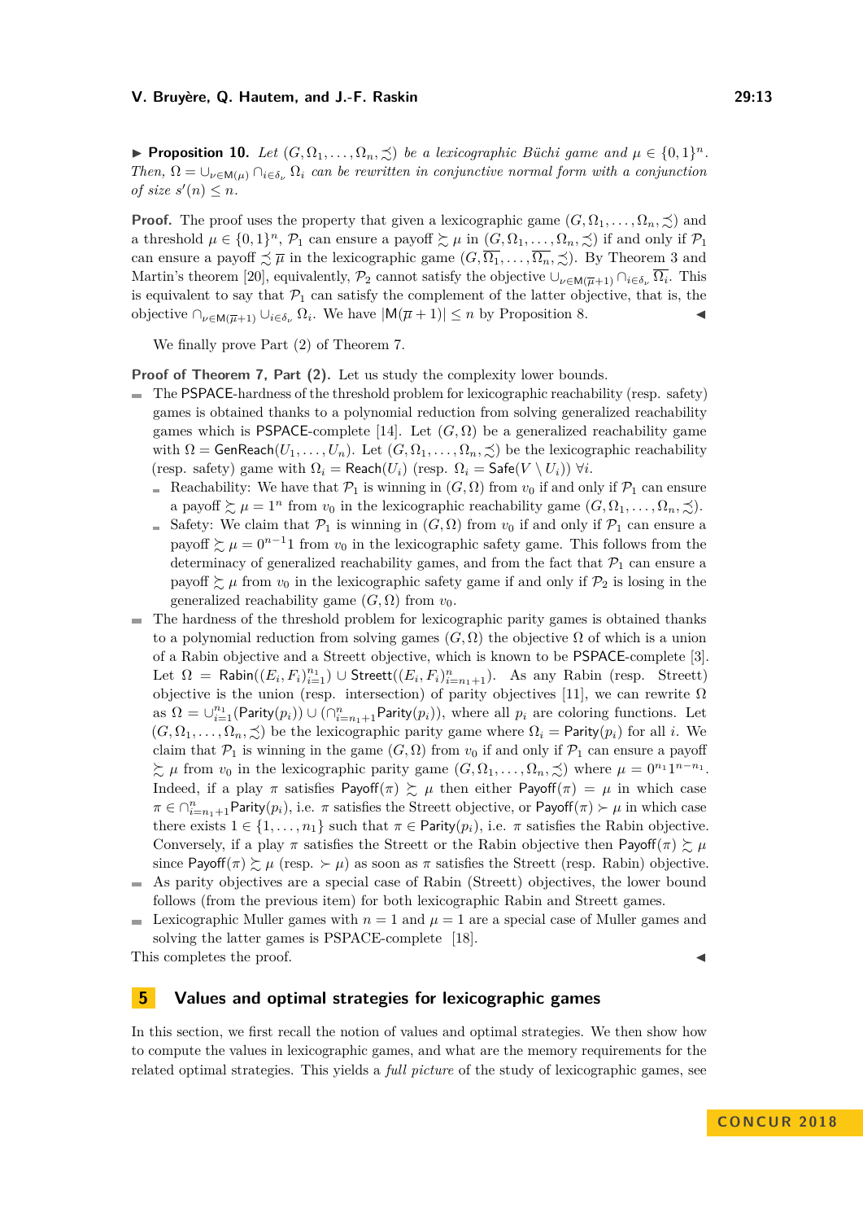▶ **Proposition 10.** *Let $(G, \Omega_1, \ldots, \Omega_n, \precsim)$ be a lexicographic Büchi game and $\mu \in \{0,1\}^n$. Then, $\Omega = \cup_{\nu \in \mathsf{M}(\mu)} \cap_{i \in \delta_\nu} \Omega_i$ can be rewritten in conjunctive normal form with a conjunction of size $s'(n) \leq n$.*

**Proof.** The proof uses the property that given a lexicographic game $(G, \Omega_1, \ldots, \Omega_n, \precsim)$ and a threshold $\mu \in \{0,1\}^n$, $\mathcal{P}_1$ can ensure a payoff $\succsim \mu$ in $(G, \Omega_1, \ldots, \Omega_n, \precsim)$ if and only if $\mathcal{P}_1$ can ensure a payoff $\precsim \overline{\mu}$ in the lexicographic game $(G, \overline{\Omega_1}, \ldots, \overline{\Omega_n}, \precsim)$. By Theorem 3 and Martin's theorem [20], equivalently, $\mathcal{P}_2$ cannot satisfy the objective $\cup_{\nu \in \mathsf{M}(\overline{\mu}+1)} \cap_{i \in \delta_\nu} \overline{\Omega_i}$. This is equivalent to say that $\mathcal{P}_1$ can satisfy the complement of the latter objective, that is, the objective $\cap_{\nu \in \mathsf{M}(\overline{\mu}+1)} \cup_{i \in \delta_\nu} \Omega_i$. We have $|\mathsf{M}(\overline{\mu}+1)| \leq n$ by Proposition 8. ◀

We finally prove Part (2) of Theorem 7.

**Proof of Theorem 7, Part (2).** Let us study the complexity lower bounds.

- The PSPACE-hardness of the threshold problem for lexicographic reachability (resp. safety) games is obtained thanks to a polynomial reduction from solving generalized reachability games which is PSPACE-complete [14]. Let $(G, \Omega)$ be a generalized reachability game with $\Omega = \mathsf{GenReach}(U_1, \ldots, U_n)$. Let $(G, \Omega_1, \ldots, \Omega_n, \precsim)$ be the lexicographic reachability (resp. safety) game with $\Omega_i = \mathsf{Reach}(U_i)$ (resp. $\Omega_i = \mathsf{Safe}(V \setminus U_i)$) $\forall i$.
  - Reachability: We have that $\mathcal{P}_1$ is winning in $(G, \Omega)$ from $v_0$ if and only if $\mathcal{P}_1$ can ensure a payoff $\succsim \mu = 1^n$ from $v_0$ in the lexicographic reachability game $(G, \Omega_1, \ldots, \Omega_n, \precsim)$.
  - Safety: We claim that $\mathcal{P}_1$ is winning in $(G, \Omega)$ from $v_0$ if and only if $\mathcal{P}_1$ can ensure a payoff $\succsim \mu = 0^{n-1}1$ from $v_0$ in the lexicographic safety game. This follows from the determinacy of generalized reachability games, and from the fact that $\mathcal{P}_1$ can ensure a payoff $\succsim \mu$ from $v_0$ in the lexicographic safety game if and only if $\mathcal{P}_2$ is losing in the generalized reachability game $(G, \Omega)$ from $v_0$.
- The hardness of the threshold problem for lexicographic parity games is obtained thanks to a polynomial reduction from solving games $(G, \Omega)$ the objective $\Omega$ of which is a union of a Rabin objective and a Streett objective, which is known to be PSPACE-complete [3]. Let $\Omega = \mathsf{Rabin}((E_i, F_i)_{i=1}^{n_1}) \cup \mathsf{Streett}((E_i, F_i)_{i=n_1+1}^{n})$. As any Rabin (resp. Streett) objective is the union (resp. intersection) of parity objectives [11], we can rewrite $\Omega$ as $\Omega = \cup_{i=1}^{n_1}(\mathsf{Parity}(p_i)) \cup (\cap_{i=n_1+1}^{n} \mathsf{Parity}(p_i))$, where all $p_i$ are coloring functions. Let $(G, \Omega_1, \ldots, \Omega_n, \precsim)$ be the lexicographic parity game where $\Omega_i = \mathsf{Parity}(p_i)$ for all $i$. We claim that $\mathcal{P}_1$ is winning in the game $(G, \Omega)$ from $v_0$ if and only if $\mathcal{P}_1$ can ensure a payoff $\succsim \mu$ from $v_0$ in the lexicographic parity game $(G, \Omega_1, \ldots, \Omega_n, \precsim)$ where $\mu = 0^{n_1}1^{n-n_1}$. Indeed, if a play $\pi$ satisfies $\mathsf{Payoff}(\pi) \succsim \mu$ then either $\mathsf{Payoff}(\pi) = \mu$ in which case $\pi \in \cap_{i=n_1+1}^{n} \mathsf{Parity}(p_i)$, i.e. $\pi$ satisfies the Streett objective, or $\mathsf{Payoff}(\pi) \succ \mu$ in which case there exists $1 \in \{1, \ldots, n_1\}$ such that $\pi \in \mathsf{Parity}(p_i)$, i.e. $\pi$ satisfies the Rabin objective. Conversely, if a play $\pi$ satisfies the Streett or the Rabin objective then $\mathsf{Payoff}(\pi) \succsim \mu$ since $\mathsf{Payoff}(\pi) \succsim \mu$ (resp. $\succ \mu$) as soon as $\pi$ satisfies the Streett (resp. Rabin) objective.
- As parity objectives are a special case of Rabin (Streett) objectives, the lower bound follows (from the previous item) for both lexicographic Rabin and Streett games.
- Lexicographic Muller games with $n = 1$ and $\mu = 1$ are a special case of Muller games and solving the latter games is PSPACE-complete [18].

This completes the proof. ◀

## 5 Values and optimal strategies for lexicographic games

In this section, we first recall the notion of values and optimal strategies. We then show how to compute the values in lexicographic games, and what are the memory requirements for the related optimal strategies. This yields a *full picture* of the study of lexicographic games, see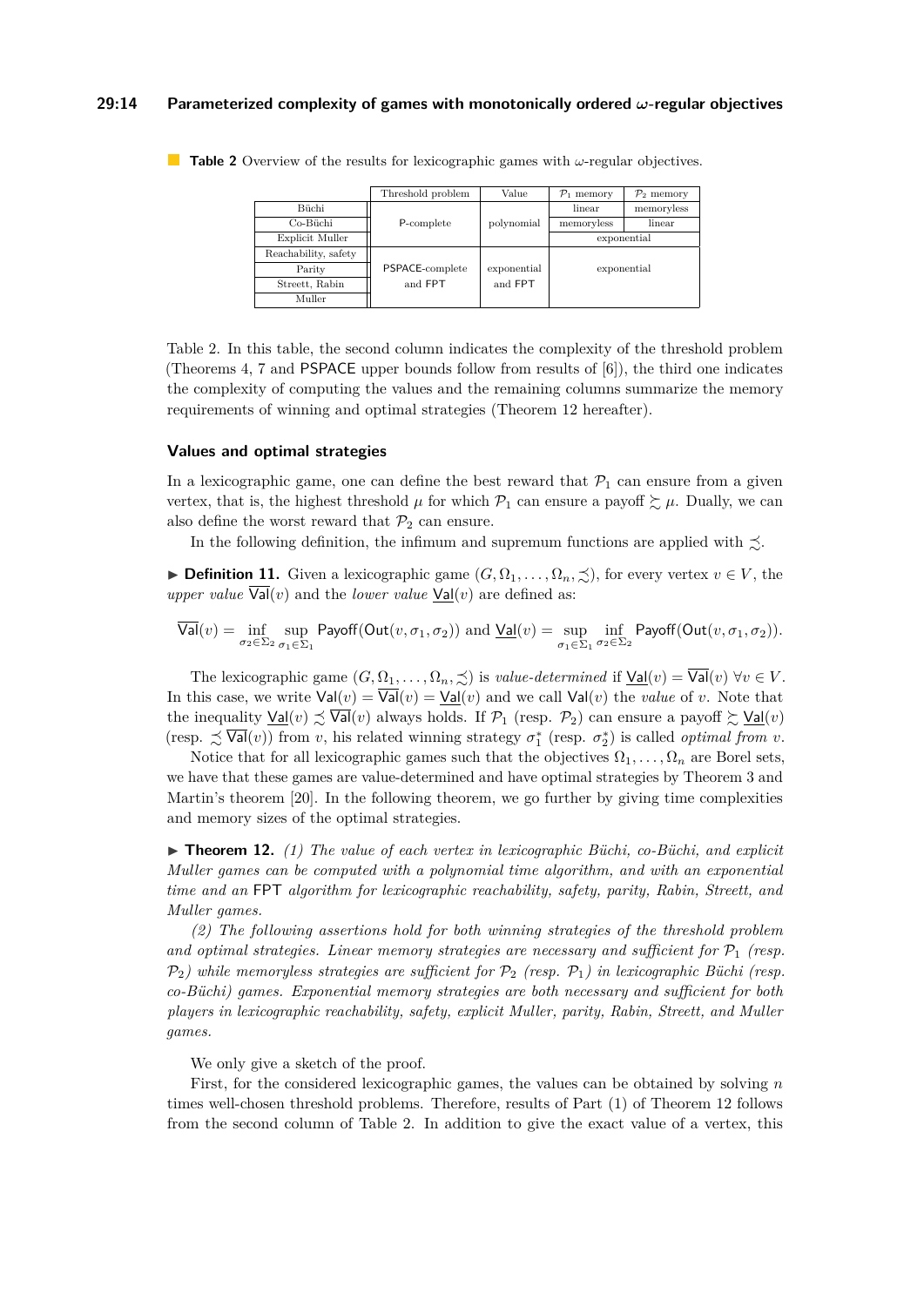**Table 2** Overview of the results for lexicographic games with $\omega$-regular objectives.

| | Threshold problem | Value | $\mathcal{P}_1$ memory | $\mathcal{P}_2$ memory |
|---|---|---|---|---|
| Büchi | P-complete | polynomial | linear | memoryless |
| Co-Büchi | | | memoryless | linear |
| Explicit Muller | | | exponential | |
| Reachability, safety | PSPACE-complete and FPT | exponential and FPT | exponential | |
| Parity | | | | |
| Streett, Rabin | | | | |
| Muller | | | | |

Table 2. In this table, the second column indicates the complexity of the threshold problem (Theorems 4, 7 and PSPACE upper bounds follow from results of [6]), the third one indicates the complexity of computing the values and the remaining columns summarize the memory requirements of winning and optimal strategies (Theorem 12 hereafter).

### Values and optimal strategies

In a lexicographic game, one can define the best reward that $\mathcal{P}_1$ can ensure from a given vertex, that is, the highest threshold $\mu$ for which $\mathcal{P}_1$ can ensure a payoff $\succsim \mu$. Dually, we can also define the worst reward that $\mathcal{P}_2$ can ensure.

In the following definition, the infimum and supremum functions are applied with $\precsim$.

▶ **Definition 11.** Given a lexicographic game $(G, \Omega_1, \ldots, \Omega_n, \precsim)$, for every vertex $v \in V$, the *upper value* $\overline{\mathsf{Val}}(v)$ and the *lower value* $\underline{\mathsf{Val}}(v)$ are defined as:

$$\overline{\mathsf{Val}}(v) = \inf_{\sigma_2 \in \Sigma_2} \sup_{\sigma_1 \in \Sigma_1} \mathsf{Payoff}(\mathsf{Out}(v, \sigma_1, \sigma_2)) \text{ and } \underline{\mathsf{Val}}(v) = \sup_{\sigma_1 \in \Sigma_1} \inf_{\sigma_2 \in \Sigma_2} \mathsf{Payoff}(\mathsf{Out}(v, \sigma_1, \sigma_2)).$$

The lexicographic game $(G, \Omega_1, \ldots, \Omega_n, \precsim)$ is *value-determined* if $\underline{\mathsf{Val}}(v) = \overline{\mathsf{Val}}(v)$ $\forall v \in V$. In this case, we write $\mathsf{Val}(v) = \overline{\mathsf{Val}}(v) = \underline{\mathsf{Val}}(v)$ and we call $\mathsf{Val}(v)$ the *value* of $v$. Note that the inequality $\underline{\mathsf{Val}}(v) \precsim \overline{\mathsf{Val}}(v)$ always holds. If $\mathcal{P}_1$ (resp. $\mathcal{P}_2$) can ensure a payoff $\succsim \underline{\mathsf{Val}}(v)$ (resp. $\precsim \overline{\mathsf{Val}}(v)$) from $v$, his related winning strategy $\sigma_1^*$ (resp. $\sigma_2^*$) is called *optimal from* $v$.

Notice that for all lexicographic games such that the objectives $\Omega_1, \ldots, \Omega_n$ are Borel sets, we have that these games are value-determined and have optimal strategies by Theorem 3 and Martin's theorem [20]. In the following theorem, we go further by giving time complexities and memory sizes of the optimal strategies.

▶ **Theorem 12.** *(1) The value of each vertex in lexicographic Büchi, co-Büchi, and explicit Muller games can be computed with a polynomial time algorithm, and with an exponential time and an* FPT *algorithm for lexicographic reachability, safety, parity, Rabin, Streett, and Muller games.*

*(2) The following assertions hold for both winning strategies of the threshold problem and optimal strategies. Linear memory strategies are necessary and sufficient for $\mathcal{P}_1$ (resp. $\mathcal{P}_2$) while memoryless strategies are sufficient for $\mathcal{P}_2$ (resp. $\mathcal{P}_1$) in lexicographic Büchi (resp. co-Büchi) games. Exponential memory strategies are both necessary and sufficient for both players in lexicographic reachability, safety, explicit Muller, parity, Rabin, Streett, and Muller games.*

We only give a sketch of the proof.

First, for the considered lexicographic games, the values can be obtained by solving $n$ times well-chosen threshold problems. Therefore, results of Part (1) of Theorem 12 follows from the second column of Table 2. In addition to give the exact value of a vertex, this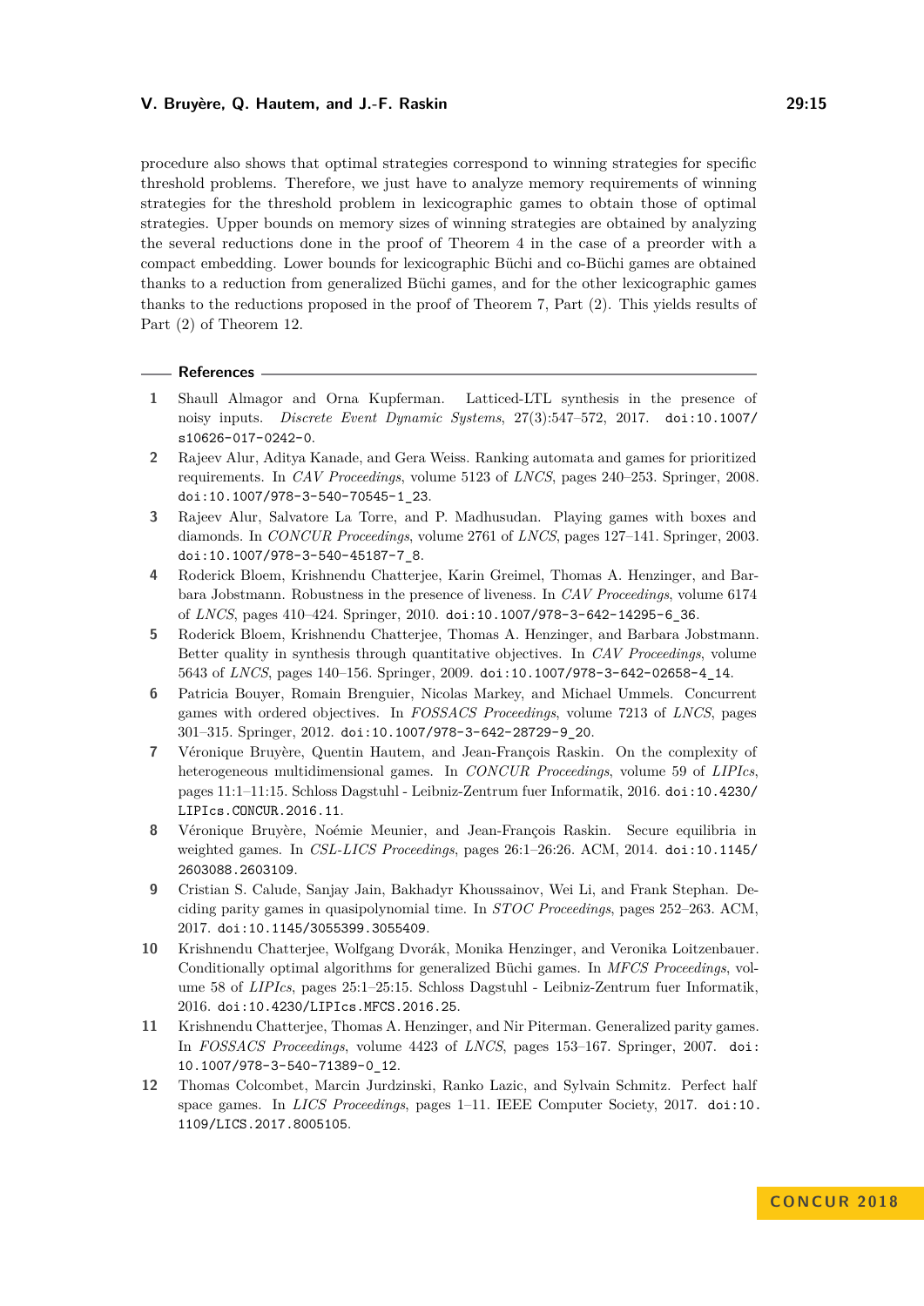procedure also shows that optimal strategies correspond to winning strategies for specific threshold problems. Therefore, we just have to analyze memory requirements of winning strategies for the threshold problem in lexicographic games to obtain those of optimal strategies. Upper bounds on memory sizes of winning strategies are obtained by analyzing the several reductions done in the proof of Theorem 4 in the case of a preorder with a compact embedding. Lower bounds for lexicographic Büchi and co-Büchi games are obtained thanks to a reduction from generalized Büchi games, and for the other lexicographic games thanks to the reductions proposed in the proof of Theorem 7, Part (2). This yields results of Part (2) of Theorem 12.

## References

1. Shaull Almagor and Orna Kupferman. Latticed-LTL synthesis in the presence of noisy inputs. *Discrete Event Dynamic Systems*, 27(3):547–572, 2017. doi:10.1007/s10626-017-0242-0.
2. Rajeev Alur, Aditya Kanade, and Gera Weiss. Ranking automata and games for prioritized requirements. In *CAV Proceedings*, volume 5123 of *LNCS*, pages 240–253. Springer, 2008. doi:10.1007/978-3-540-70545-1_23.
3. Rajeev Alur, Salvatore La Torre, and P. Madhusudan. Playing games with boxes and diamonds. In *CONCUR Proceedings*, volume 2761 of *LNCS*, pages 127–141. Springer, 2003. doi:10.1007/978-3-540-45187-7_8.
4. Roderick Bloem, Krishnendu Chatterjee, Karin Greimel, Thomas A. Henzinger, and Barbara Jobstmann. Robustness in the presence of liveness. In *CAV Proceedings*, volume 6174 of *LNCS*, pages 410–424. Springer, 2010. doi:10.1007/978-3-642-14295-6_36.
5. Roderick Bloem, Krishnendu Chatterjee, Thomas A. Henzinger, and Barbara Jobstmann. Better quality in synthesis through quantitative objectives. In *CAV Proceedings*, volume 5643 of *LNCS*, pages 140–156. Springer, 2009. doi:10.1007/978-3-642-02658-4_14.
6. Patricia Bouyer, Romain Brenguier, Nicolas Markey, and Michael Ummels. Concurrent games with ordered objectives. In *FOSSACS Proceedings*, volume 7213 of *LNCS*, pages 301–315. Springer, 2012. doi:10.1007/978-3-642-28729-9_20.
7. Véronique Bruyère, Quentin Hautem, and Jean-François Raskin. On the complexity of heterogeneous multidimensional games. In *CONCUR Proceedings*, volume 59 of *LIPIcs*, pages 11:1–11:15. Schloss Dagstuhl - Leibniz-Zentrum fuer Informatik, 2016. doi:10.4230/LIPIcs.CONCUR.2016.11.
8. Véronique Bruyère, Noémie Meunier, and Jean-François Raskin. Secure equilibria in weighted games. In *CSL-LICS Proceedings*, pages 26:1–26:26. ACM, 2014. doi:10.1145/2603088.2603109.
9. Cristian S. Calude, Sanjay Jain, Bakhadyr Khoussainov, Wei Li, and Frank Stephan. Deciding parity games in quasipolynomial time. In *STOC Proceedings*, pages 252–263. ACM, 2017. doi:10.1145/3055399.3055409.
10. Krishnendu Chatterjee, Wolfgang Dvorák, Monika Henzinger, and Veronika Loitzenbauer. Conditionally optimal algorithms for generalized Büchi games. In *MFCS Proceedings*, volume 58 of *LIPIcs*, pages 25:1–25:15. Schloss Dagstuhl - Leibniz-Zentrum fuer Informatik, 2016. doi:10.4230/LIPIcs.MFCS.2016.25.
11. Krishnendu Chatterjee, Thomas A. Henzinger, and Nir Piterman. Generalized parity games. In *FOSSACS Proceedings*, volume 4423 of *LNCS*, pages 153–167. Springer, 2007. doi:10.1007/978-3-540-71389-0_12.
12. Thomas Colcombet, Marcin Jurdzinski, Ranko Lazic, and Sylvain Schmitz. Perfect half space games. In *LICS Proceedings*, pages 1–11. IEEE Computer Society, 2017. doi:10.1109/LICS.2017.8005105.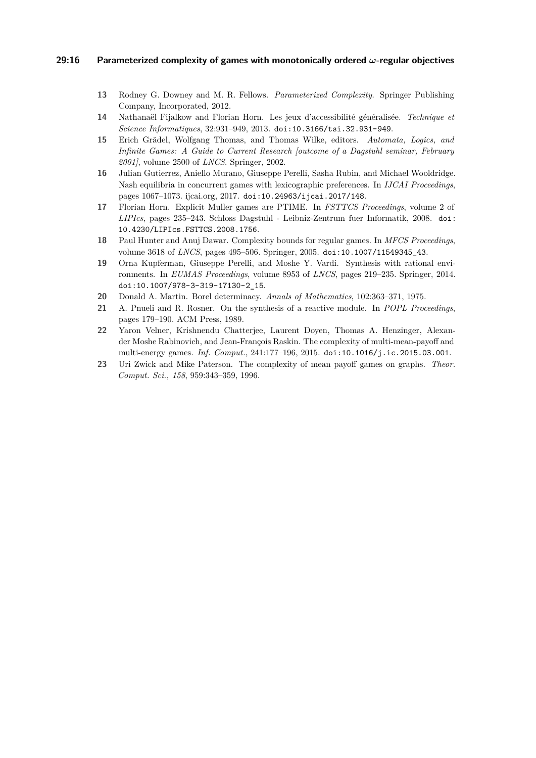13 Rodney G. Downey and M. R. Fellows. *Parameterized Complexity*. Springer Publishing Company, Incorporated, 2012.

14 Nathanaël Fijalkow and Florian Horn. Les jeux d'accessibilité généralisée. *Technique et Science Informatiques*, 32:931–949, 2013. doi:10.3166/tsi.32.931-949.

15 Erich Grädel, Wolfgang Thomas, and Thomas Wilke, editors. *Automata, Logics, and Infinite Games: A Guide to Current Research [outcome of a Dagstuhl seminar, February 2001]*, volume 2500 of *LNCS*. Springer, 2002.

16 Julian Gutierrez, Aniello Murano, Giuseppe Perelli, Sasha Rubin, and Michael Wooldridge. Nash equilibria in concurrent games with lexicographic preferences. In *IJCAI Proceedings*, pages 1067–1073. ijcai.org, 2017. doi:10.24963/ijcai.2017/148.

17 Florian Horn. Explicit Muller games are PTIME. In *FSTTCS Proceedings*, volume 2 of *LIPIcs*, pages 235–243. Schloss Dagstuhl - Leibniz-Zentrum fuer Informatik, 2008. doi:10.4230/LIPIcs.FSTTCS.2008.1756.

18 Paul Hunter and Anuj Dawar. Complexity bounds for regular games. In *MFCS Proceedings*, volume 3618 of *LNCS*, pages 495–506. Springer, 2005. doi:10.1007/11549345_43.

19 Orna Kupferman, Giuseppe Perelli, and Moshe Y. Vardi. Synthesis with rational environments. In *EUMAS Proceedings*, volume 8953 of *LNCS*, pages 219–235. Springer, 2014. doi:10.1007/978-3-319-17130-2_15.

20 Donald A. Martin. Borel determinacy. *Annals of Mathematics*, 102:363–371, 1975.

21 A. Pnueli and R. Rosner. On the synthesis of a reactive module. In *POPL Proceedings*, pages 179–190. ACM Press, 1989.

22 Yaron Velner, Krishnendu Chatterjee, Laurent Doyen, Thomas A. Henzinger, Alexander Moshe Rabinovich, and Jean-François Raskin. The complexity of multi-mean-payoff and multi-energy games. *Inf. Comput.*, 241:177–196, 2015. doi:10.1016/j.ic.2015.03.001.

23 Uri Zwick and Mike Paterson. The complexity of mean payoff games on graphs. *Theor. Comput. Sci., 158*, 959:343–359, 1996.